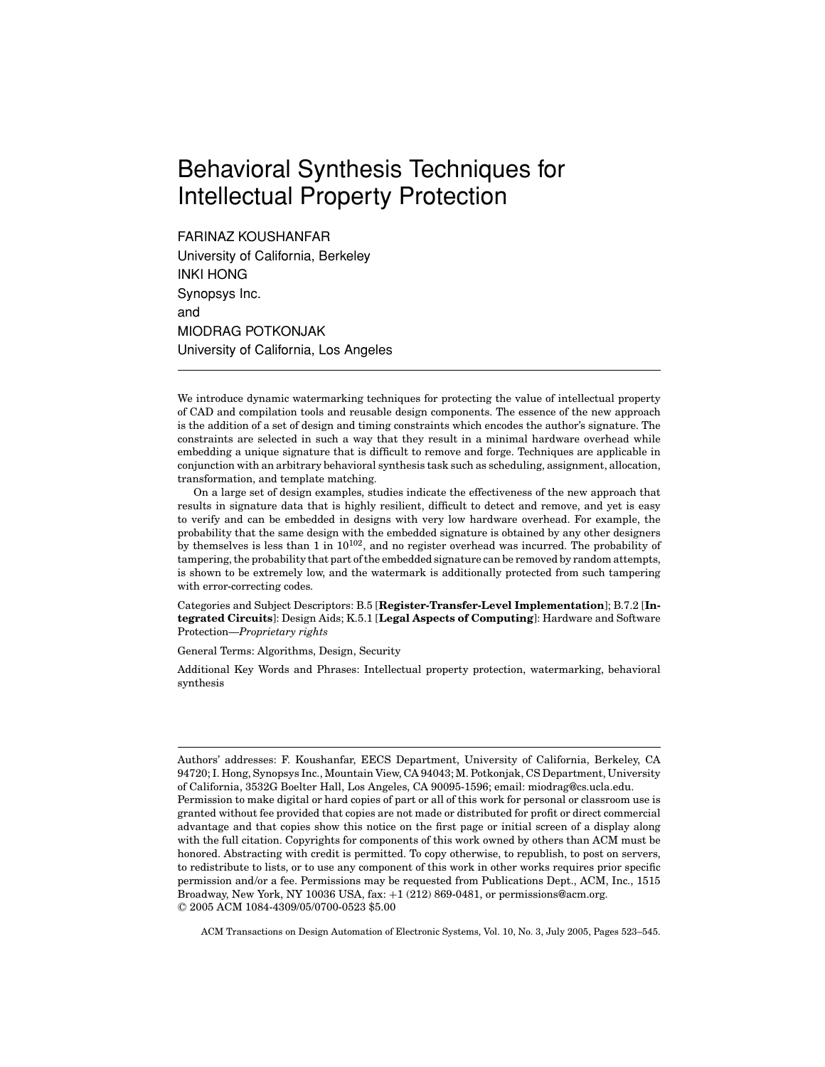# Behavioral Synthesis Techniques for Intellectual Property Protection

FARINAZ KOUSHANFAR
University of California, Berkeley
INKI HONG
Synopsys Inc.
and
MIODRAG POTKONJAK
University of California, Los Angeles

---

We introduce dynamic watermarking techniques for protecting the value of intellectual property of CAD and compilation tools and reusable design components. The essence of the new approach is the addition of a set of design and timing constraints which encodes the author's signature. The constraints are selected in such a way that they result in a minimal hardware overhead while embedding a unique signature that is difficult to remove and forge. Techniques are applicable in conjunction with an arbitrary behavioral synthesis task such as scheduling, assignment, allocation, transformation, and template matching.

On a large set of design examples, studies indicate the effectiveness of the new approach that results in signature data that is highly resilient, difficult to detect and remove, and yet is easy to verify and can be embedded in designs with very low hardware overhead. For example, the probability that the same design with the embedded signature is obtained by any other designers by themselves is less than 1 in $10^{102}$, and no register overhead was incurred. The probability of tampering, the probability that part of the embedded signature can be removed by random attempts, is shown to be extremely low, and the watermark is additionally protected from such tampering with error-correcting codes.

Categories and Subject Descriptors: B.5 [**Register-Transfer-Level Implementation**]; B.7.2 [**Integrated Circuits**]: Design Aids; K.5.1 [**Legal Aspects of Computing**]: Hardware and Software Protection—*Proprietary rights*

General Terms: Algorithms, Design, Security

Additional Key Words and Phrases: Intellectual property protection, watermarking, behavioral synthesis

---

Authors' addresses: F. Koushanfar, EECS Department, University of California, Berkeley, CA 94720; I. Hong, Synopsys Inc., Mountain View, CA 94043; M. Potkonjak, CS Department, University of California, 3532G Boelter Hall, Los Angeles, CA 90095-1596; email: miodrag@cs.ucla.edu.

Permission to make digital or hard copies of part or all of this work for personal or classroom use is granted without fee provided that copies are not made or distributed for profit or direct commercial advantage and that copies show this notice on the first page or initial screen of a display along with the full citation. Copyrights for components of this work owned by others than ACM must be honored. Abstracting with credit is permitted. To copy otherwise, to republish, to post on servers, to redistribute to lists, or to use any component of this work in other works requires prior specific permission and/or a fee. Permissions may be requested from Publications Dept., ACM, Inc., 1515 Broadway, New York, NY 10036 USA, fax: +1 (212) 869-0481, or permissions@acm.org.
© 2005 ACM 1084-4309/05/0700-0523 $5.00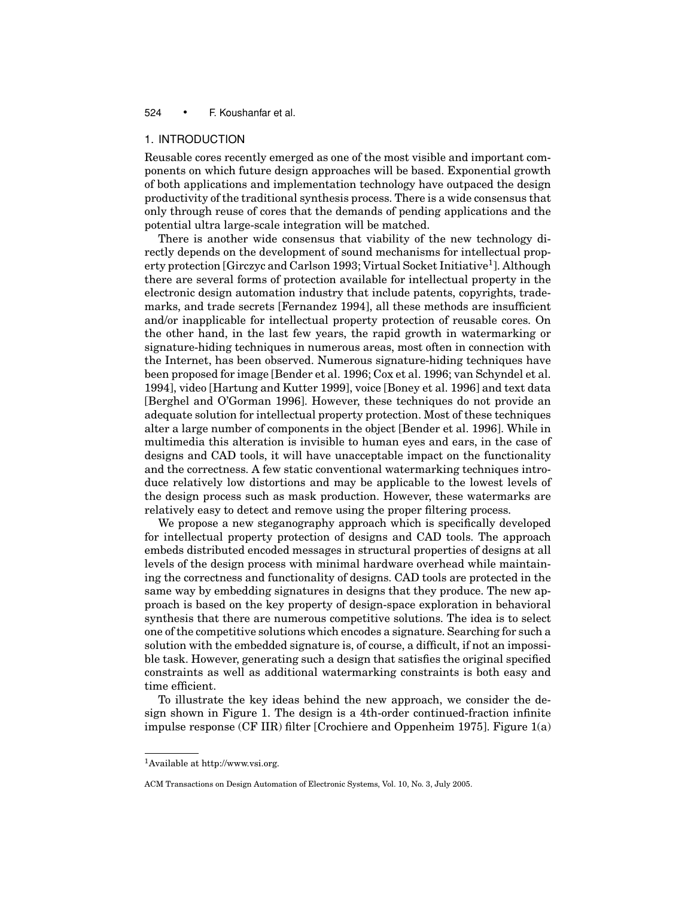## 1. INTRODUCTION

Reusable cores recently emerged as one of the most visible and important components on which future design approaches will be based. Exponential growth of both applications and implementation technology have outpaced the design productivity of the traditional synthesis process. There is a wide consensus that only through reuse of cores that the demands of pending applications and the potential ultra large-scale integration will be matched.

There is another wide consensus that viability of the new technology directly depends on the development of sound mechanisms for intellectual property protection [Girczyc and Carlson 1993; Virtual Socket Initiative[1]]. Although there are several forms of protection available for intellectual property in the electronic design automation industry that include patents, copyrights, trademarks, and trade secrets [Fernandez 1994], all these methods are insufficient and/or inapplicable for intellectual property protection of reusable cores. On the other hand, in the last few years, the rapid growth in watermarking or signature-hiding techniques in numerous areas, most often in connection with the Internet, has been observed. Numerous signature-hiding techniques have been proposed for image [Bender et al. 1996; Cox et al. 1996; van Schyndel et al. 1994], video [Hartung and Kutter 1999], voice [Boney et al. 1996] and text data [Berghel and O'Gorman 1996]. However, these techniques do not provide an adequate solution for intellectual property protection. Most of these techniques alter a large number of components in the object [Bender et al. 1996]. While in multimedia this alteration is invisible to human eyes and ears, in the case of designs and CAD tools, it will have unacceptable impact on the functionality and the correctness. A few static conventional watermarking techniques introduce relatively low distortions and may be applicable to the lowest levels of the design process such as mask production. However, these watermarks are relatively easy to detect and remove using the proper filtering process.

We propose a new steganography approach which is specifically developed for intellectual property protection of designs and CAD tools. The approach embeds distributed encoded messages in structural properties of designs at all levels of the design process with minimal hardware overhead while maintaining the correctness and functionality of designs. CAD tools are protected in the same way by embedding signatures in designs that they produce. The new approach is based on the key property of design-space exploration in behavioral synthesis that there are numerous competitive solutions. The idea is to select one of the competitive solutions which encodes a signature. Searching for such a solution with the embedded signature is, of course, a difficult, if not an impossible task. However, generating such a design that satisfies the original specified constraints as well as additional watermarking constraints is both easy and time efficient.

To illustrate the key ideas behind the new approach, we consider the design shown in Figure 1. The design is a 4th-order continued-fraction infinite impulse response (CF IIR) filter [Crochiere and Oppenheim 1975]. Figure 1(a)

[1] Available at http://www.vsi.org.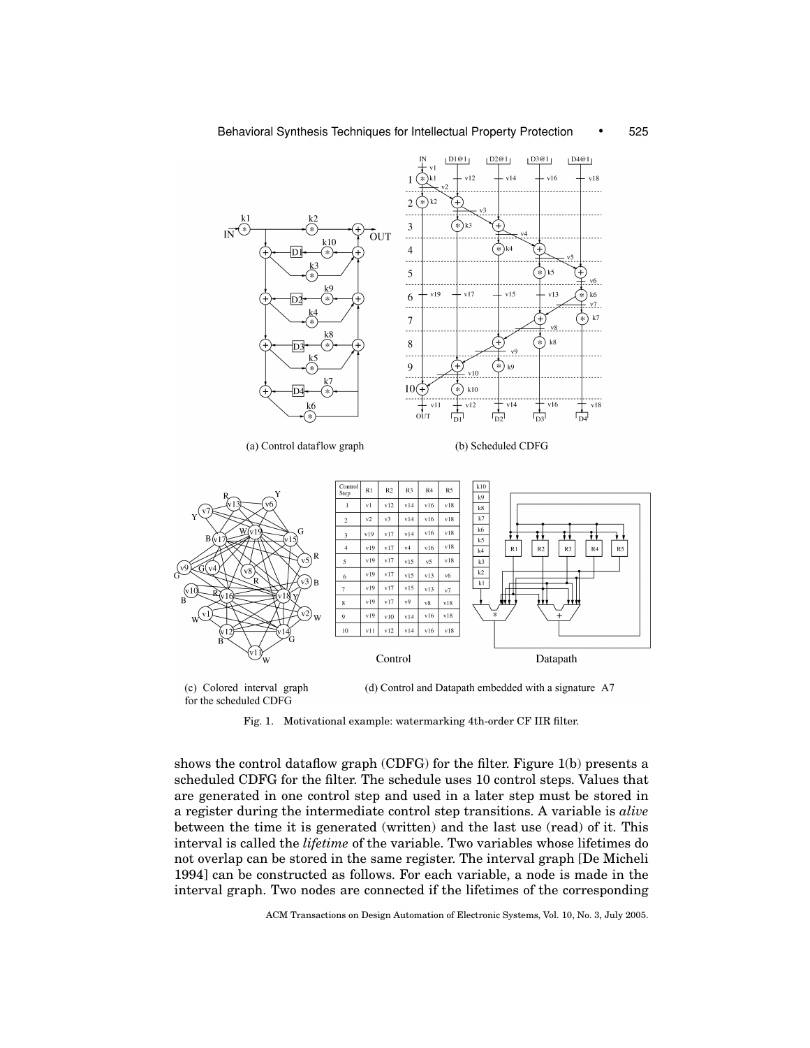(a) Control dataflow graph

(b) Scheduled CDFG

(c) Colored interval graph for the scheduled CDFG

| Control Step | R1 | R2 | R3 | R4 | R5 |
|---|---|---|---|---|---|
| 1 | v1 | v12 | v14 | v16 | v18 |
| 2 | v2 | v3 | v14 | v16 | v18 |
| 3 | v19 | v17 | v14 | v16 | v18 |
| 4 | v19 | v17 | v4 | v16 | v18 |
| 5 | v19 | v17 | v15 | v5 | v18 |
| 6 | v19 | v17 | v15 | v13 | v6 |
| 7 | v19 | v17 | v15 | v13 | v7 |
| 8 | v19 | v17 | v9 | v8 | v18 |
| 9 | v19 | v10 | v14 | v16 | v18 |
| 10 | v11 | v12 | v14 | v16 | v18 |

Control

Datapath

(d) Control and Datapath embedded with a signature A7

Fig. 1. Motivational example: watermarking 4th-order CF IIR filter.

shows the control dataflow graph (CDFG) for the filter. Figure 1(b) presents a scheduled CDFG for the filter. The schedule uses 10 control steps. Values that are generated in one control step and used in a later step must be stored in a register during the intermediate control step transitions. A variable is *alive* between the time it is generated (written) and the last use (read) of it. This interval is called the *lifetime* of the variable. Two variables whose lifetimes do not overlap can be stored in the same register. The interval graph [De Micheli 1994] can be constructed as follows. For each variable, a node is made in the interval graph. Two nodes are connected if the lifetimes of the corresponding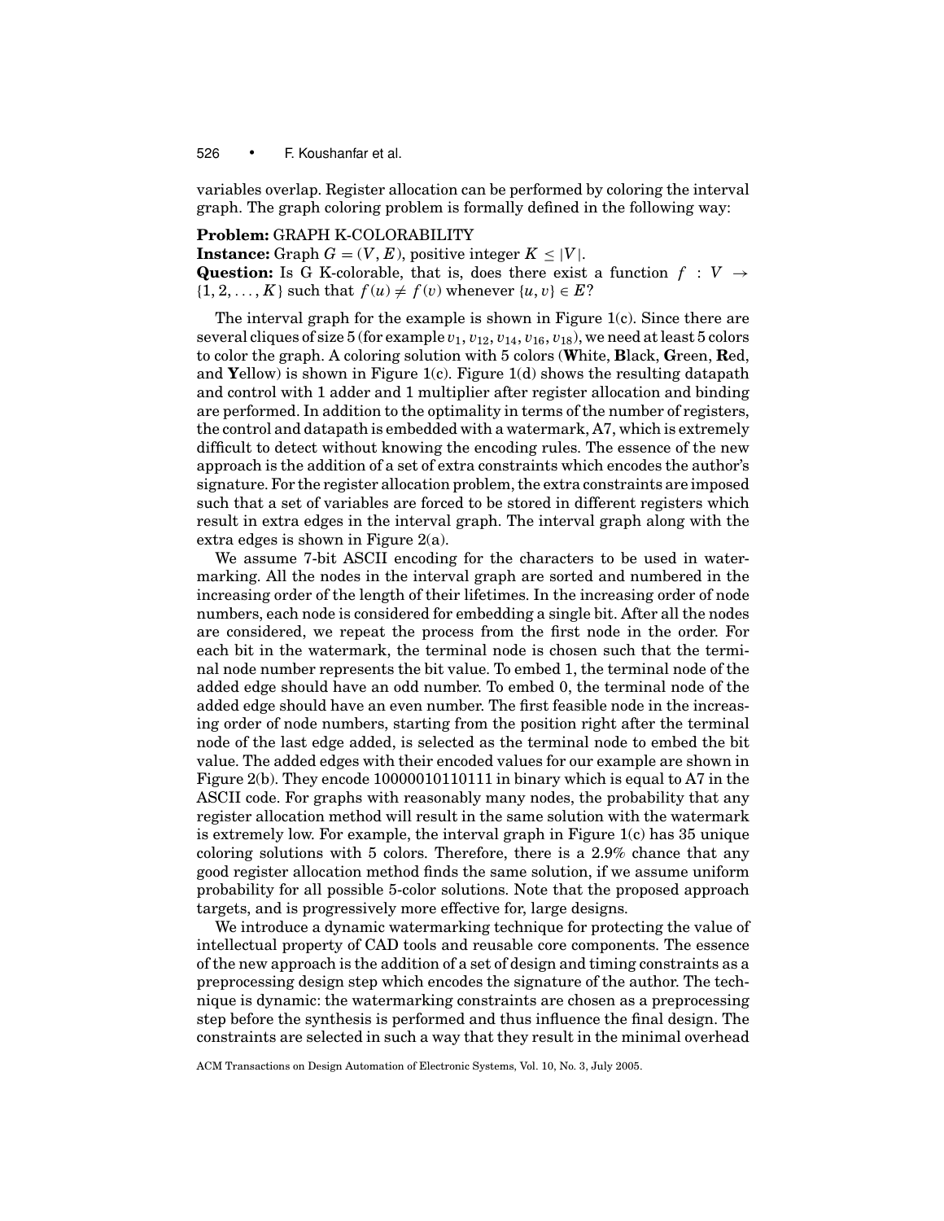variables overlap. Register allocation can be performed by coloring the interval graph. The graph coloring problem is formally defined in the following way:

**Problem:** GRAPH K-COLORABILITY
**Instance:** Graph $G = (V, E)$, positive integer $K \leq |V|$.
**Question:** Is G K-colorable, that is, does there exist a function $f : V \rightarrow \{1, 2, \ldots, K\}$ such that $f(u) \neq f(v)$ whenever $\{u, v\} \in E$?

The interval graph for the example is shown in Figure 1(c). Since there are several cliques of size 5 (for example $v_1, v_{12}, v_{14}, v_{16}, v_{18}$), we need at least 5 colors to color the graph. A coloring solution with 5 colors (**W**hite, **B**lack, **G**reen, **R**ed, and **Y**ellow) is shown in Figure 1(c). Figure 1(d) shows the resulting datapath and control with 1 adder and 1 multiplier after register allocation and binding are performed. In addition to the optimality in terms of the number of registers, the control and datapath is embedded with a watermark, A7, which is extremely difficult to detect without knowing the encoding rules. The essence of the new approach is the addition of a set of extra constraints which encodes the author's signature. For the register allocation problem, the extra constraints are imposed such that a set of variables are forced to be stored in different registers which result in extra edges in the interval graph. The interval graph along with the extra edges is shown in Figure 2(a).

We assume 7-bit ASCII encoding for the characters to be used in watermarking. All the nodes in the interval graph are sorted and numbered in the increasing order of the length of their lifetimes. In the increasing order of node numbers, each node is considered for embedding a single bit. After all the nodes are considered, we repeat the process from the first node in the order. For each bit in the watermark, the terminal node is chosen such that the terminal node number represents the bit value. To embed 1, the terminal node of the added edge should have an odd number. To embed 0, the terminal node of the added edge should have an even number. The first feasible node in the increasing order of node numbers, starting from the position right after the terminal node of the last edge added, is selected as the terminal node to embed the bit value. The added edges with their encoded values for our example are shown in Figure 2(b). They encode 10000010110111 in binary which is equal to A7 in the ASCII code. For graphs with reasonably many nodes, the probability that any register allocation method will result in the same solution with the watermark is extremely low. For example, the interval graph in Figure 1(c) has 35 unique coloring solutions with 5 colors. Therefore, there is a 2.9% chance that any good register allocation method finds the same solution, if we assume uniform probability for all possible 5-color solutions. Note that the proposed approach targets, and is progressively more effective for, large designs.

We introduce a dynamic watermarking technique for protecting the value of intellectual property of CAD tools and reusable core components. The essence of the new approach is the addition of a set of design and timing constraints as a preprocessing design step which encodes the signature of the author. The technique is dynamic: the watermarking constraints are chosen as a preprocessing step before the synthesis is performed and thus influence the final design. The constraints are selected in such a way that they result in the minimal overhead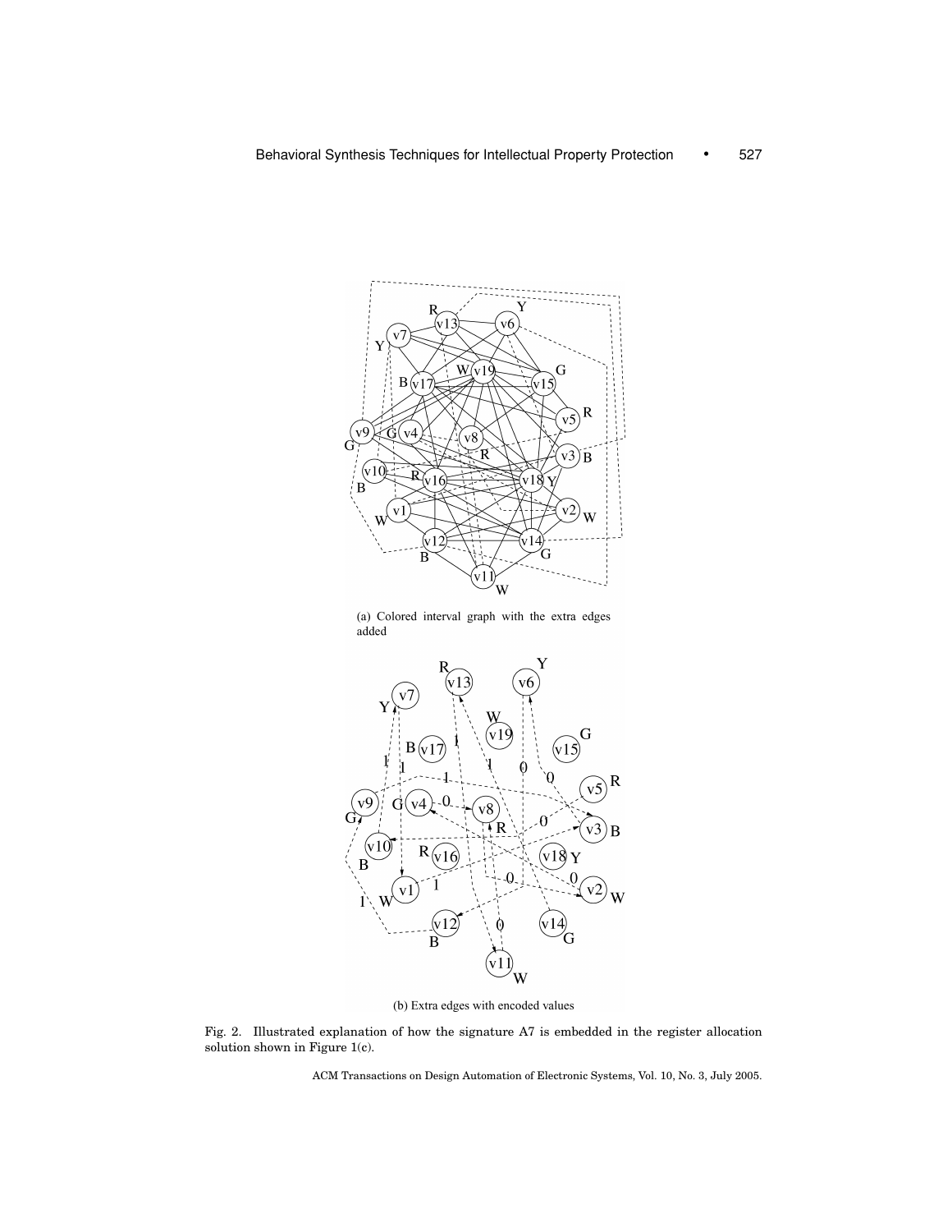(a) Colored interval graph with the extra edges added

(b) Extra edges with encoded values

Fig. 2. Illustrated explanation of how the signature A7 is embedded in the register allocation solution shown in Figure 1(c).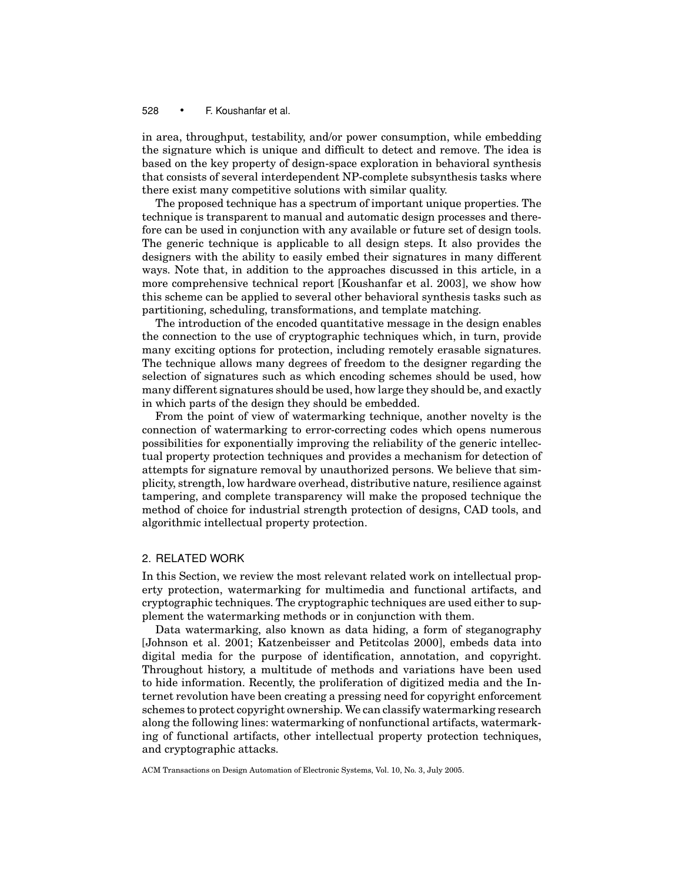in area, throughput, testability, and/or power consumption, while embedding the signature which is unique and difficult to detect and remove. The idea is based on the key property of design-space exploration in behavioral synthesis that consists of several interdependent NP-complete subsynthesis tasks where there exist many competitive solutions with similar quality.

The proposed technique has a spectrum of important unique properties. The technique is transparent to manual and automatic design processes and therefore can be used in conjunction with any available or future set of design tools. The generic technique is applicable to all design steps. It also provides the designers with the ability to easily embed their signatures in many different ways. Note that, in addition to the approaches discussed in this article, in a more comprehensive technical report [Koushanfar et al. 2003], we show how this scheme can be applied to several other behavioral synthesis tasks such as partitioning, scheduling, transformations, and template matching.

The introduction of the encoded quantitative message in the design enables the connection to the use of cryptographic techniques which, in turn, provide many exciting options for protection, including remotely erasable signatures. The technique allows many degrees of freedom to the designer regarding the selection of signatures such as which encoding schemes should be used, how many different signatures should be used, how large they should be, and exactly in which parts of the design they should be embedded.

From the point of view of watermarking technique, another novelty is the connection of watermarking to error-correcting codes which opens numerous possibilities for exponentially improving the reliability of the generic intellectual property protection techniques and provides a mechanism for detection of attempts for signature removal by unauthorized persons. We believe that simplicity, strength, low hardware overhead, distributive nature, resilience against tampering, and complete transparency will make the proposed technique the method of choice for industrial strength protection of designs, CAD tools, and algorithmic intellectual property protection.

## 2. RELATED WORK

In this Section, we review the most relevant related work on intellectual property protection, watermarking for multimedia and functional artifacts, and cryptographic techniques. The cryptographic techniques are used either to supplement the watermarking methods or in conjunction with them.

Data watermarking, also known as data hiding, a form of steganography [Johnson et al. 2001; Katzenbeisser and Petitcolas 2000], embeds data into digital media for the purpose of identification, annotation, and copyright. Throughout history, a multitude of methods and variations have been used to hide information. Recently, the proliferation of digitized media and the Internet revolution have been creating a pressing need for copyright enforcement schemes to protect copyright ownership. We can classify watermarking research along the following lines: watermarking of nonfunctional artifacts, watermarking of functional artifacts, other intellectual property protection techniques, and cryptographic attacks.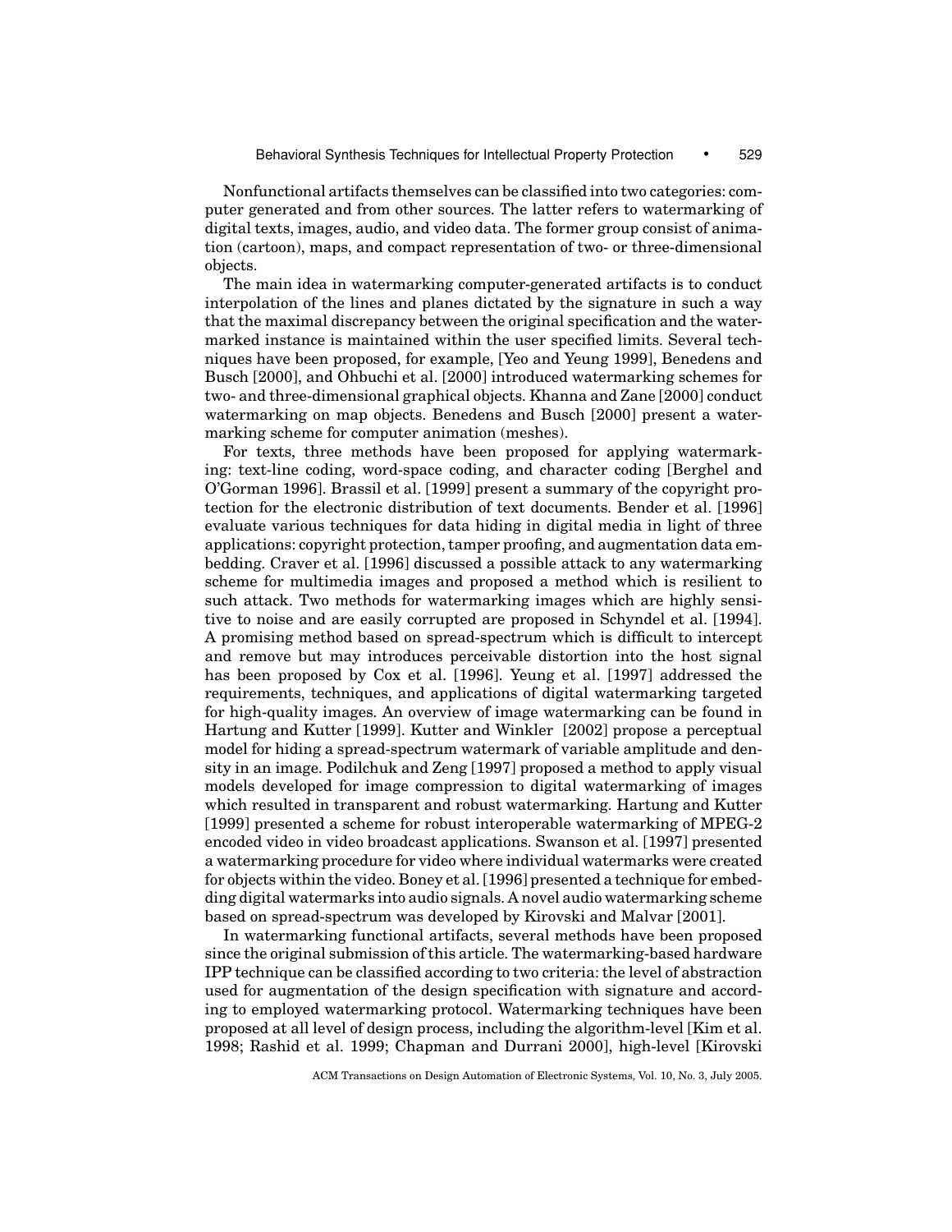Nonfunctional artifacts themselves can be classified into two categories: computer generated and from other sources. The latter refers to watermarking of digital texts, images, audio, and video data. The former group consist of animation (cartoon), maps, and compact representation of two- or three-dimensional objects.

The main idea in watermarking computer-generated artifacts is to conduct interpolation of the lines and planes dictated by the signature in such a way that the maximal discrepancy between the original specification and the watermarked instance is maintained within the user specified limits. Several techniques have been proposed, for example, [Yeo and Yeung 1999], Benedens and Busch [2000], and Ohbuchi et al. [2000] introduced watermarking schemes for two- and three-dimensional graphical objects. Khanna and Zane [2000] conduct watermarking on map objects. Benedens and Busch [2000] present a watermarking scheme for computer animation (meshes).

For texts, three methods have been proposed for applying watermarking: text-line coding, word-space coding, and character coding [Berghel and O'Gorman 1996]. Brassil et al. [1999] present a summary of the copyright protection for the electronic distribution of text documents. Bender et al. [1996] evaluate various techniques for data hiding in digital media in light of three applications: copyright protection, tamper proofing, and augmentation data embedding. Craver et al. [1996] discussed a possible attack to any watermarking scheme for multimedia images and proposed a method which is resilient to such attack. Two methods for watermarking images which are highly sensitive to noise and are easily corrupted are proposed in Schyndel et al. [1994]. A promising method based on spread-spectrum which is difficult to intercept and remove but may introduces perceivable distortion into the host signal has been proposed by Cox et al. [1996]. Yeung et al. [1997] addressed the requirements, techniques, and applications of digital watermarking targeted for high-quality images. An overview of image watermarking can be found in Hartung and Kutter [1999]. Kutter and Winkler [2002] propose a perceptual model for hiding a spread-spectrum watermark of variable amplitude and density in an image. Podilchuk and Zeng [1997] proposed a method to apply visual models developed for image compression to digital watermarking of images which resulted in transparent and robust watermarking. Hartung and Kutter [1999] presented a scheme for robust interoperable watermarking of MPEG-2 encoded video in video broadcast applications. Swanson et al. [1997] presented a watermarking procedure for video where individual watermarks were created for objects within the video. Boney et al. [1996] presented a technique for embedding digital watermarks into audio signals. A novel audio watermarking scheme based on spread-spectrum was developed by Kirovski and Malvar [2001].

In watermarking functional artifacts, several methods have been proposed since the original submission of this article. The watermarking-based hardware IPP technique can be classified according to two criteria: the level of abstraction used for augmentation of the design specification with signature and according to employed watermarking protocol. Watermarking techniques have been proposed at all level of design process, including the algorithm-level [Kim et al. 1998; Rashid et al. 1999; Chapman and Durrani 2000], high-level [Kirovski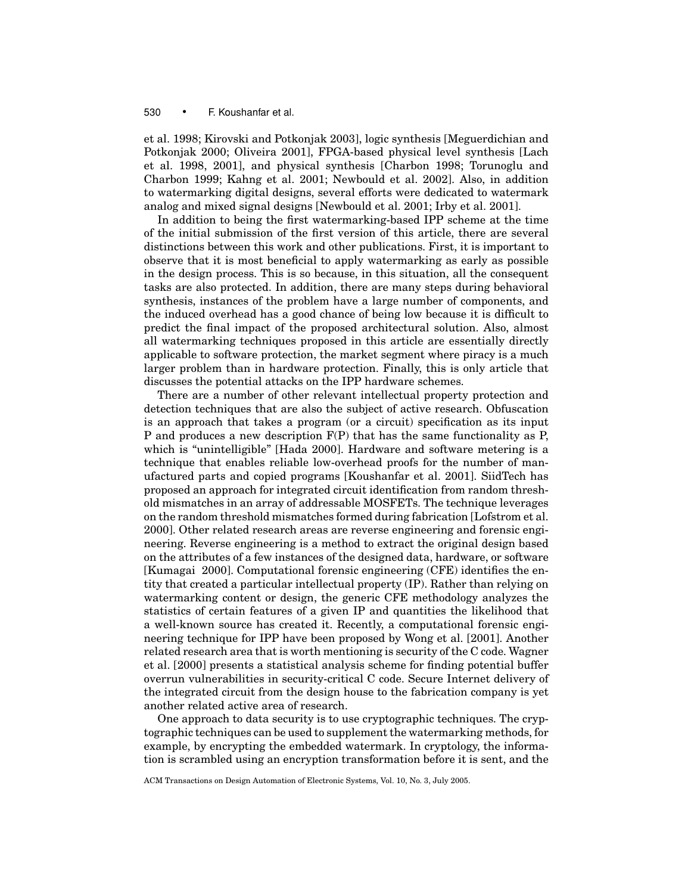et al. 1998; Kirovski and Potkonjak 2003], logic synthesis [Meguerdichian and Potkonjak 2000; Oliveira 2001], FPGA-based physical level synthesis [Lach et al. 1998, 2001], and physical synthesis [Charbon 1998; Torunoglu and Charbon 1999; Kahng et al. 2001; Newbould et al. 2002]. Also, in addition to watermarking digital designs, several efforts were dedicated to watermark analog and mixed signal designs [Newbould et al. 2001; Irby et al. 2001].

In addition to being the first watermarking-based IPP scheme at the time of the initial submission of the first version of this article, there are several distinctions between this work and other publications. First, it is important to observe that it is most beneficial to apply watermarking as early as possible in the design process. This is so because, in this situation, all the consequent tasks are also protected. In addition, there are many steps during behavioral synthesis, instances of the problem have a large number of components, and the induced overhead has a good chance of being low because it is difficult to predict the final impact of the proposed architectural solution. Also, almost all watermarking techniques proposed in this article are essentially directly applicable to software protection, the market segment where piracy is a much larger problem than in hardware protection. Finally, this is only article that discusses the potential attacks on the IPP hardware schemes.

There are a number of other relevant intellectual property protection and detection techniques that are also the subject of active research. Obfuscation is an approach that takes a program (or a circuit) specification as its input P and produces a new description F(P) that has the same functionality as P, which is "unintelligible" [Hada 2000]. Hardware and software metering is a technique that enables reliable low-overhead proofs for the number of manufactured parts and copied programs [Koushanfar et al. 2001]. SiidTech has proposed an approach for integrated circuit identification from random threshold mismatches in an array of addressable MOSFETs. The technique leverages on the random threshold mismatches formed during fabrication [Lofstrom et al. 2000]. Other related research areas are reverse engineering and forensic engineering. Reverse engineering is a method to extract the original design based on the attributes of a few instances of the designed data, hardware, or software [Kumagai 2000]. Computational forensic engineering (CFE) identifies the entity that created a particular intellectual property (IP). Rather than relying on watermarking content or design, the generic CFE methodology analyzes the statistics of certain features of a given IP and quantities the likelihood that a well-known source has created it. Recently, a computational forensic engineering technique for IPP have been proposed by Wong et al. [2001]. Another related research area that is worth mentioning is security of the C code. Wagner et al. [2000] presents a statistical analysis scheme for finding potential buffer overrun vulnerabilities in security-critical C code. Secure Internet delivery of the integrated circuit from the design house to the fabrication company is yet another related active area of research.

One approach to data security is to use cryptographic techniques. The cryptographic techniques can be used to supplement the watermarking methods, for example, by encrypting the embedded watermark. In cryptology, the information is scrambled using an encryption transformation before it is sent, and the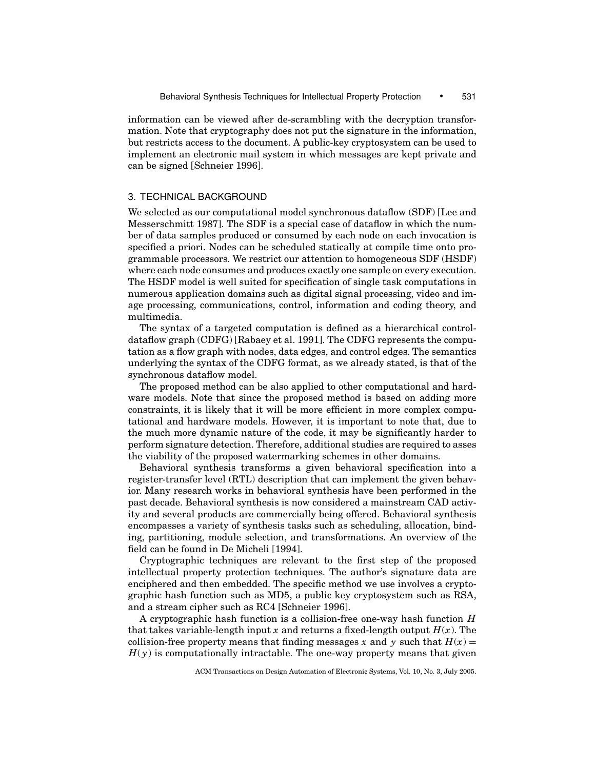information can be viewed after de-scrambling with the decryption transformation. Note that cryptography does not put the signature in the information, but restricts access to the document. A public-key cryptosystem can be used to implement an electronic mail system in which messages are kept private and can be signed [Schneier 1996].

## 3. TECHNICAL BACKGROUND

We selected as our computational model synchronous dataflow (SDF) [Lee and Messerschmitt 1987]. The SDF is a special case of dataflow in which the number of data samples produced or consumed by each node on each invocation is specified a priori. Nodes can be scheduled statically at compile time onto programmable processors. We restrict our attention to homogeneous SDF (HSDF) where each node consumes and produces exactly one sample on every execution. The HSDF model is well suited for specification of single task computations in numerous application domains such as digital signal processing, video and image processing, communications, control, information and coding theory, and multimedia.

The syntax of a targeted computation is defined as a hierarchical control-dataflow graph (CDFG) [Rabaey et al. 1991]. The CDFG represents the computation as a flow graph with nodes, data edges, and control edges. The semantics underlying the syntax of the CDFG format, as we already stated, is that of the synchronous dataflow model.

The proposed method can be also applied to other computational and hardware models. Note that since the proposed method is based on adding more constraints, it is likely that it will be more efficient in more complex computational and hardware models. However, it is important to note that, due to the much more dynamic nature of the code, it may be significantly harder to perform signature detection. Therefore, additional studies are required to asses the viability of the proposed watermarking schemes in other domains.

Behavioral synthesis transforms a given behavioral specification into a register-transfer level (RTL) description that can implement the given behavior. Many research works in behavioral synthesis have been performed in the past decade. Behavioral synthesis is now considered a mainstream CAD activity and several products are commercially being offered. Behavioral synthesis encompasses a variety of synthesis tasks such as scheduling, allocation, binding, partitioning, module selection, and transformations. An overview of the field can be found in De Micheli [1994].

Cryptographic techniques are relevant to the first step of the proposed intellectual property protection techniques. The author's signature data are enciphered and then embedded. The specific method we use involves a cryptographic hash function such as MD5, a public key cryptosystem such as RSA, and a stream cipher such as RC4 [Schneier 1996].

A cryptographic hash function is a collision-free one-way hash function $H$ that takes variable-length input $x$ and returns a fixed-length output $H(x)$. The collision-free property means that finding messages $x$ and $y$ such that $H(x) = H(y)$ is computationally intractable. The one-way property means that given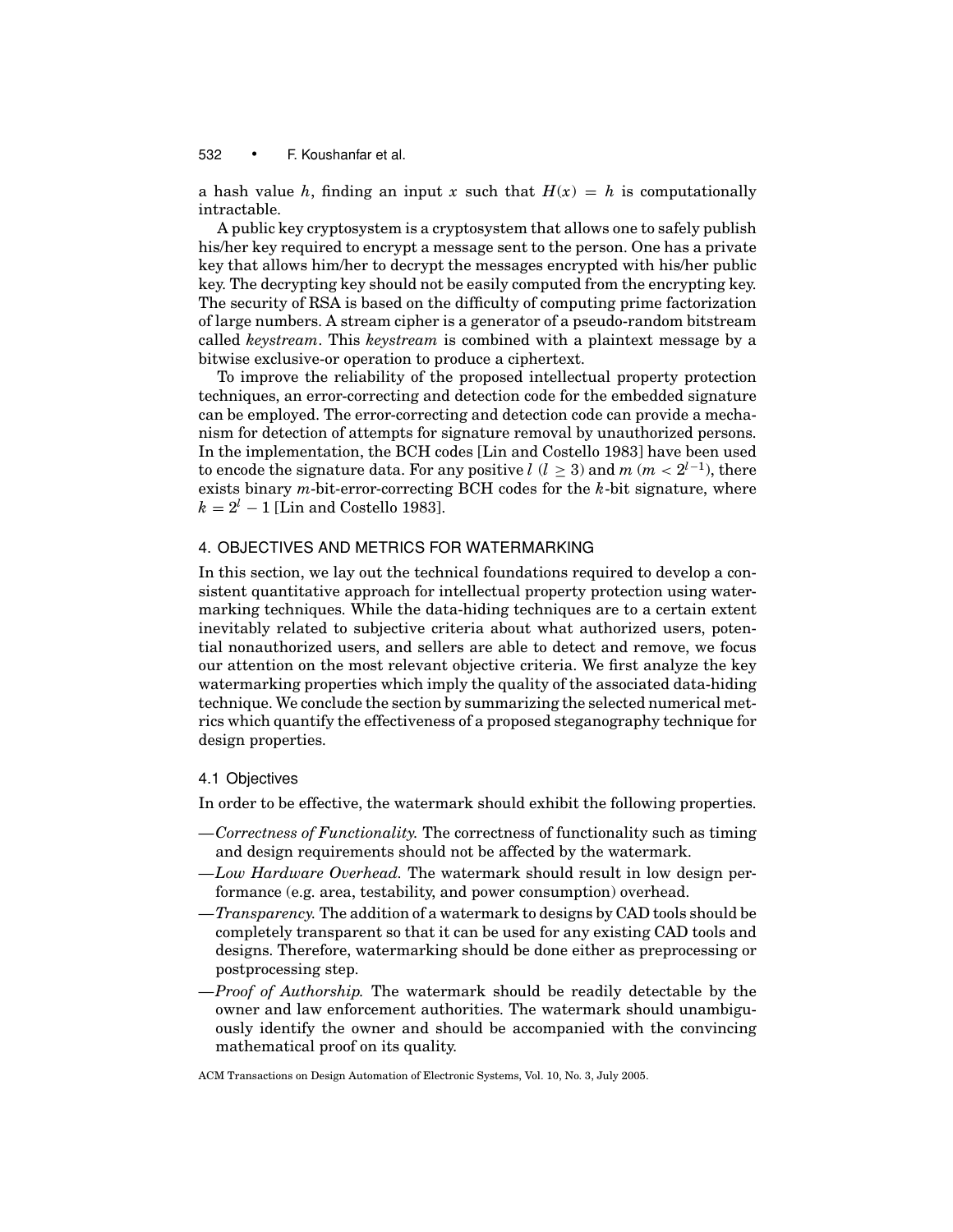a hash value $h$, finding an input $x$ such that $H(x) = h$ is computationally intractable.

A public key cryptosystem is a cryptosystem that allows one to safely publish his/her key required to encrypt a message sent to the person. One has a private key that allows him/her to decrypt the messages encrypted with his/her public key. The decrypting key should not be easily computed from the encrypting key. The security of RSA is based on the difficulty of computing prime factorization of large numbers. A stream cipher is a generator of a pseudo-random bitstream called *keystream*. This *keystream* is combined with a plaintext message by a bitwise exclusive-or operation to produce a ciphertext.

To improve the reliability of the proposed intellectual property protection techniques, an error-correcting and detection code for the embedded signature can be employed. The error-correcting and detection code can provide a mechanism for detection of attempts for signature removal by unauthorized persons. In the implementation, the BCH codes [Lin and Costello 1983] have been used to encode the signature data. For any positive $l$ ($l \geq 3$) and $m$ ($m < 2^{l-1}$), there exists binary $m$-bit-error-correcting BCH codes for the $k$-bit signature, where $k = 2^l - 1$ [Lin and Costello 1983].

## 4. OBJECTIVES AND METRICS FOR WATERMARKING

In this section, we lay out the technical foundations required to develop a consistent quantitative approach for intellectual property protection using watermarking techniques. While the data-hiding techniques are to a certain extent inevitably related to subjective criteria about what authorized users, potential nonauthorized users, and sellers are able to detect and remove, we focus our attention on the most relevant objective criteria. We first analyze the key watermarking properties which imply the quality of the associated data-hiding technique. We conclude the section by summarizing the selected numerical metrics which quantify the effectiveness of a proposed steganography technique for design properties.

### 4.1 Objectives

In order to be effective, the watermark should exhibit the following properties.

- *Correctness of Functionality.* The correctness of functionality such as timing and design requirements should not be affected by the watermark.
- *Low Hardware Overhead.* The watermark should result in low design performance (e.g. area, testability, and power consumption) overhead.
- *Transparency.* The addition of a watermark to designs by CAD tools should be completely transparent so that it can be used for any existing CAD tools and designs. Therefore, watermarking should be done either as preprocessing or postprocessing step.
- *Proof of Authorship.* The watermark should be readily detectable by the owner and law enforcement authorities. The watermark should unambiguously identify the owner and should be accompanied with the convincing mathematical proof on its quality.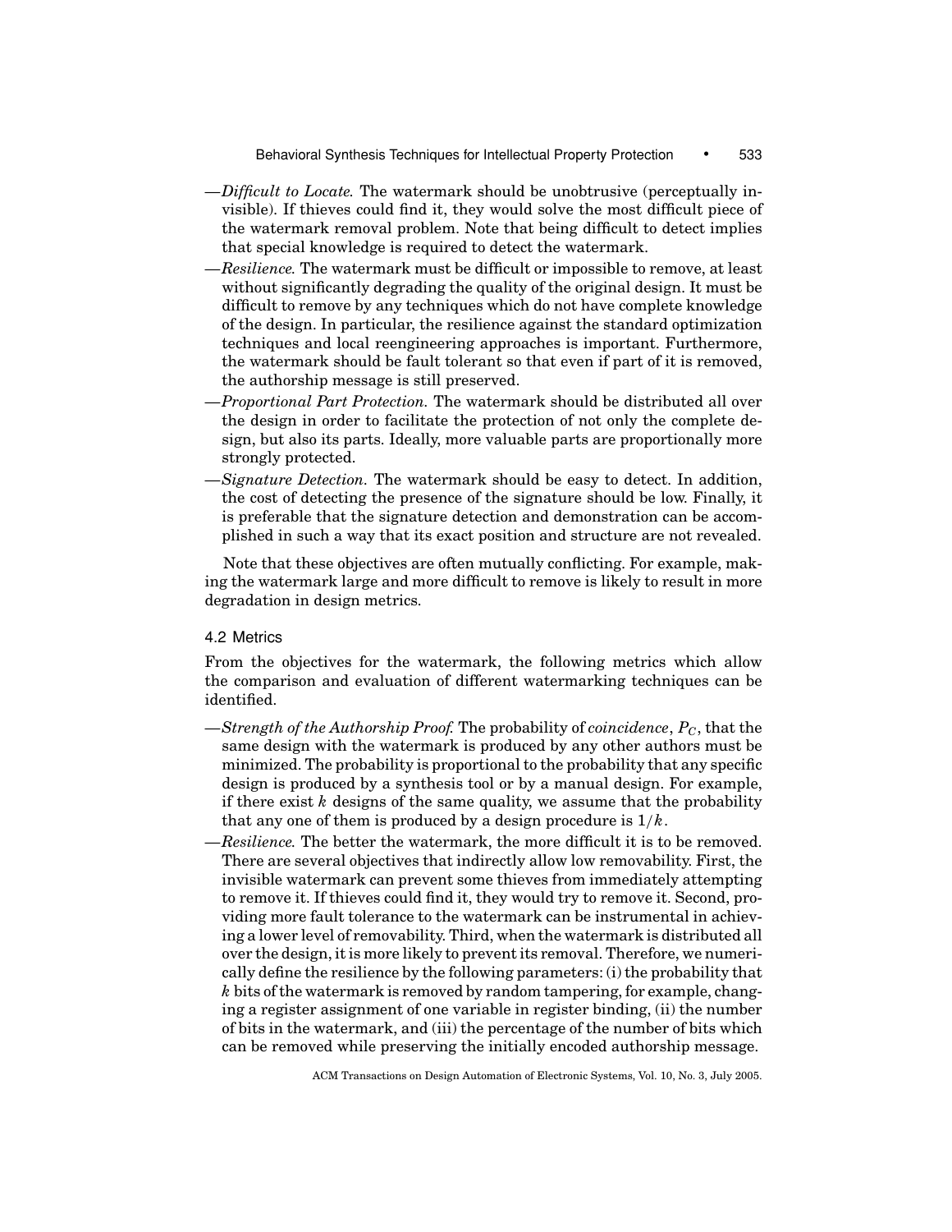—*Difficult to Locate.* The watermark should be unobtrusive (perceptually invisible). If thieves could find it, they would solve the most difficult piece of the watermark removal problem. Note that being difficult to detect implies that special knowledge is required to detect the watermark.

—*Resilience.* The watermark must be difficult or impossible to remove, at least without significantly degrading the quality of the original design. It must be difficult to remove by any techniques which do not have complete knowledge of the design. In particular, the resilience against the standard optimization techniques and local reengineering approaches is important. Furthermore, the watermark should be fault tolerant so that even if part of it is removed, the authorship message is still preserved.

—*Proportional Part Protection.* The watermark should be distributed all over the design in order to facilitate the protection of not only the complete design, but also its parts. Ideally, more valuable parts are proportionally more strongly protected.

—*Signature Detection.* The watermark should be easy to detect. In addition, the cost of detecting the presence of the signature should be low. Finally, it is preferable that the signature detection and demonstration can be accomplished in such a way that its exact position and structure are not revealed.

Note that these objectives are often mutually conflicting. For example, making the watermark large and more difficult to remove is likely to result in more degradation in design metrics.

### 4.2 Metrics

From the objectives for the watermark, the following metrics which allow the comparison and evaluation of different watermarking techniques can be identified.

—*Strength of the Authorship Proof.* The probability of *coincidence*, $P_C$, that the same design with the watermark is produced by any other authors must be minimized. The probability is proportional to the probability that any specific design is produced by a synthesis tool or by a manual design. For example, if there exist $k$ designs of the same quality, we assume that the probability that any one of them is produced by a design procedure is $1/k$.

—*Resilience.* The better the watermark, the more difficult it is to be removed. There are several objectives that indirectly allow low removability. First, the invisible watermark can prevent some thieves from immediately attempting to remove it. If thieves could find it, they would try to remove it. Second, providing more fault tolerance to the watermark can be instrumental in achieving a lower level of removability. Third, when the watermark is distributed all over the design, it is more likely to prevent its removal. Therefore, we numerically define the resilience by the following parameters: (i) the probability that $k$ bits of the watermark is removed by random tampering, for example, changing a register assignment of one variable in register binding, (ii) the number of bits in the watermark, and (iii) the percentage of the number of bits which can be removed while preserving the initially encoded authorship message.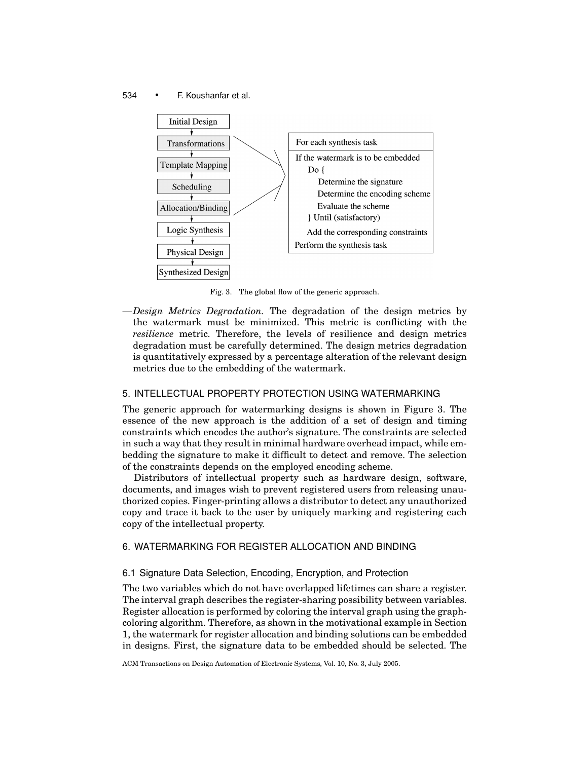Initial Design → Transformations → Template Mapping → Scheduling → Allocation/Binding → Logic Synthesis → Physical Design → Synthesized Design

```
For each synthesis task
If the watermark is to be embedded
   Do {
      Determine the signature
      Determine the encoding scheme
      Evaluate the scheme
   } Until (satisfactory)
   Add the corresponding constraints
Perform the synthesis task
```

Fig. 3. The global flow of the generic approach.

—*Design Metrics Degradation.* The degradation of the design metrics by the watermark must be minimized. This metric is conflicting with the *resilience* metric. Therefore, the levels of resilience and design metrics degradation must be carefully determined. The design metrics degradation is quantitatively expressed by a percentage alteration of the relevant design metrics due to the embedding of the watermark.

## 5. INTELLECTUAL PROPERTY PROTECTION USING WATERMARKING

The generic approach for watermarking designs is shown in Figure 3. The essence of the new approach is the addition of a set of design and timing constraints which encodes the author's signature. The constraints are selected in such a way that they result in minimal hardware overhead impact, while embedding the signature to make it difficult to detect and remove. The selection of the constraints depends on the employed encoding scheme.

Distributors of intellectual property such as hardware design, software, documents, and images wish to prevent registered users from releasing unauthorized copies. Finger-printing allows a distributor to detect any unauthorized copy and trace it back to the user by uniquely marking and registering each copy of the intellectual property.

## 6. WATERMARKING FOR REGISTER ALLOCATION AND BINDING

### 6.1 Signature Data Selection, Encoding, Encryption, and Protection

The two variables which do not have overlapped lifetimes can share a register. The interval graph describes the register-sharing possibility between variables. Register allocation is performed by coloring the interval graph using the graph-coloring algorithm. Therefore, as shown in the motivational example in Section 1, the watermark for register allocation and binding solutions can be embedded in designs. First, the signature data to be embedded should be selected. The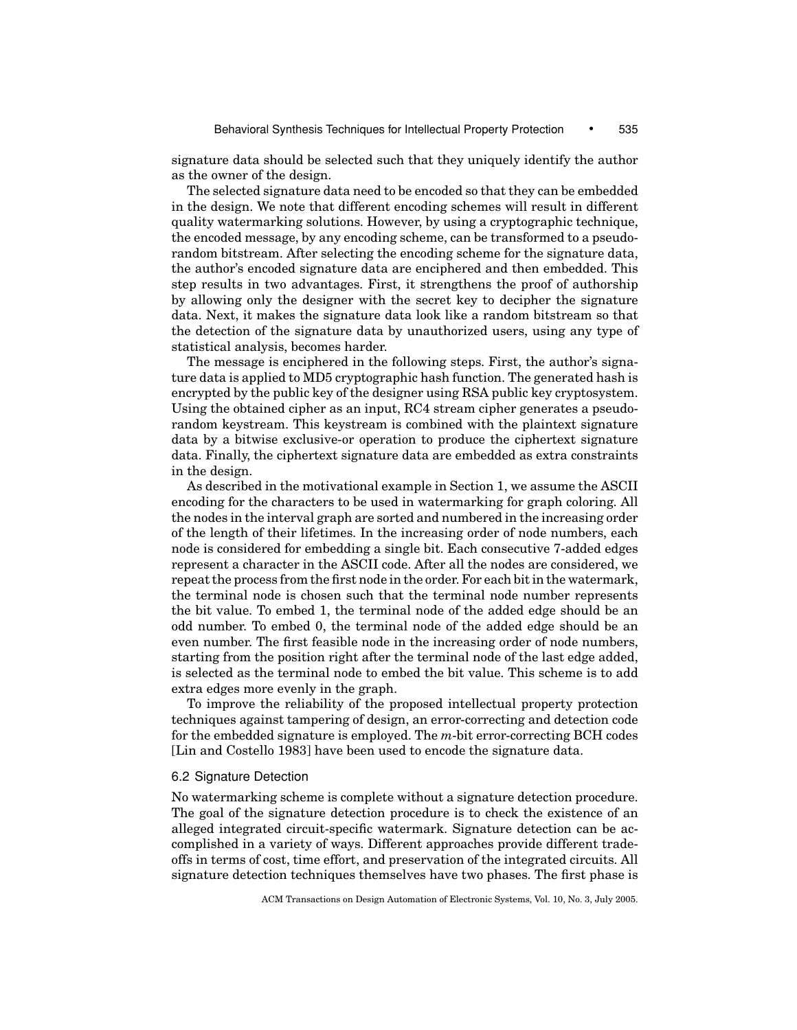signature data should be selected such that they uniquely identify the author as the owner of the design.

The selected signature data need to be encoded so that they can be embedded in the design. We note that different encoding schemes will result in different quality watermarking solutions. However, by using a cryptographic technique, the encoded message, by any encoding scheme, can be transformed to a pseudo-random bitstream. After selecting the encoding scheme for the signature data, the author's encoded signature data are enciphered and then embedded. This step results in two advantages. First, it strengthens the proof of authorship by allowing only the designer with the secret key to decipher the signature data. Next, it makes the signature data look like a random bitstream so that the detection of the signature data by unauthorized users, using any type of statistical analysis, becomes harder.

The message is enciphered in the following steps. First, the author's signature data is applied to MD5 cryptographic hash function. The generated hash is encrypted by the public key of the designer using RSA public key cryptosystem. Using the obtained cipher as an input, RC4 stream cipher generates a pseudo-random keystream. This keystream is combined with the plaintext signature data by a bitwise exclusive-or operation to produce the ciphertext signature data. Finally, the ciphertext signature data are embedded as extra constraints in the design.

As described in the motivational example in Section 1, we assume the ASCII encoding for the characters to be used in watermarking for graph coloring. All the nodes in the interval graph are sorted and numbered in the increasing order of the length of their lifetimes. In the increasing order of node numbers, each node is considered for embedding a single bit. Each consecutive 7-added edges represent a character in the ASCII code. After all the nodes are considered, we repeat the process from the first node in the order. For each bit in the watermark, the terminal node is chosen such that the terminal node number represents the bit value. To embed 1, the terminal node of the added edge should be an odd number. To embed 0, the terminal node of the added edge should be an even number. The first feasible node in the increasing order of node numbers, starting from the position right after the terminal node of the last edge added, is selected as the terminal node to embed the bit value. This scheme is to add extra edges more evenly in the graph.

To improve the reliability of the proposed intellectual property protection techniques against tampering of design, an error-correcting and detection code for the embedded signature is employed. The $m$-bit error-correcting BCH codes [Lin and Costello 1983] have been used to encode the signature data.

### 6.2 Signature Detection

No watermarking scheme is complete without a signature detection procedure. The goal of the signature detection procedure is to check the existence of an alleged integrated circuit-specific watermark. Signature detection can be accomplished in a variety of ways. Different approaches provide different trade-offs in terms of cost, time effort, and preservation of the integrated circuits. All signature detection techniques themselves have two phases. The first phase is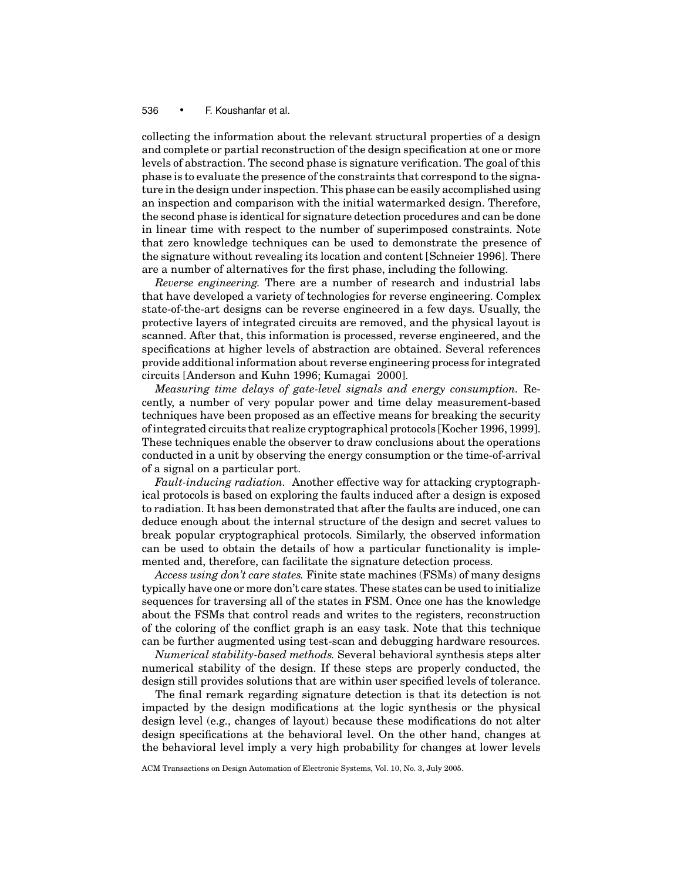collecting the information about the relevant structural properties of a design and complete or partial reconstruction of the design specification at one or more levels of abstraction. The second phase is signature verification. The goal of this phase is to evaluate the presence of the constraints that correspond to the signature in the design under inspection. This phase can be easily accomplished using an inspection and comparison with the initial watermarked design. Therefore, the second phase is identical for signature detection procedures and can be done in linear time with respect to the number of superimposed constraints. Note that zero knowledge techniques can be used to demonstrate the presence of the signature without revealing its location and content [Schneier 1996]. There are a number of alternatives for the first phase, including the following.

*Reverse engineering.* There are a number of research and industrial labs that have developed a variety of technologies for reverse engineering. Complex state-of-the-art designs can be reverse engineered in a few days. Usually, the protective layers of integrated circuits are removed, and the physical layout is scanned. After that, this information is processed, reverse engineered, and the specifications at higher levels of abstraction are obtained. Several references provide additional information about reverse engineering process for integrated circuits [Anderson and Kuhn 1996; Kumagai 2000].

*Measuring time delays of gate-level signals and energy consumption.* Recently, a number of very popular power and time delay measurement-based techniques have been proposed as an effective means for breaking the security of integrated circuits that realize cryptographical protocols [Kocher 1996, 1999]. These techniques enable the observer to draw conclusions about the operations conducted in a unit by observing the energy consumption or the time-of-arrival of a signal on a particular port.

*Fault-inducing radiation.* Another effective way for attacking cryptographical protocols is based on exploring the faults induced after a design is exposed to radiation. It has been demonstrated that after the faults are induced, one can deduce enough about the internal structure of the design and secret values to break popular cryptographical protocols. Similarly, the observed information can be used to obtain the details of how a particular functionality is implemented and, therefore, can facilitate the signature detection process.

*Access using don't care states.* Finite state machines (FSMs) of many designs typically have one or more don't care states. These states can be used to initialize sequences for traversing all of the states in FSM. Once one has the knowledge about the FSMs that control reads and writes to the registers, reconstruction of the coloring of the conflict graph is an easy task. Note that this technique can be further augmented using test-scan and debugging hardware resources.

*Numerical stability-based methods.* Several behavioral synthesis steps alter numerical stability of the design. If these steps are properly conducted, the design still provides solutions that are within user specified levels of tolerance.

The final remark regarding signature detection is that its detection is not impacted by the design modifications at the logic synthesis or the physical design level (e.g., changes of layout) because these modifications do not alter design specifications at the behavioral level. On the other hand, changes at the behavioral level imply a very high probability for changes at lower levels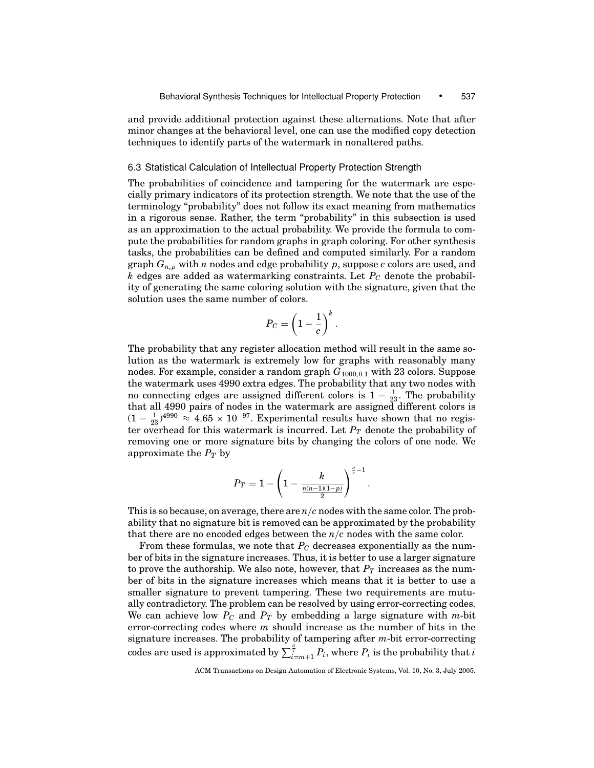and provide additional protection against these alternations. Note that after minor changes at the behavioral level, one can use the modified copy detection techniques to identify parts of the watermark in nonaltered paths.

### 6.3 Statistical Calculation of Intellectual Property Protection Strength

The probabilities of coincidence and tampering for the watermark are especially primary indicators of its protection strength. We note that the use of the terminology "probability" does not follow its exact meaning from mathematics in a rigorous sense. Rather, the term "probability" in this subsection is used as an approximation to the actual probability. We provide the formula to compute the probabilities for random graphs in graph coloring. For other synthesis tasks, the probabilities can be defined and computed similarly. For a random graph $G_{n,p}$ with $n$ nodes and edge probability $p$, suppose $c$ colors are used, and $k$ edges are added as watermarking constraints. Let $P_C$ denote the probability of generating the same coloring solution with the signature, given that the solution uses the same number of colors.

$$P_C = \left(1 - \frac{1}{c}\right)^k.$$

The probability that any register allocation method will result in the same solution as the watermark is extremely low for graphs with reasonably many nodes. For example, consider a random graph $G_{1000,0.1}$ with 23 colors. Suppose the watermark uses 4990 extra edges. The probability that any two nodes with no connecting edges are assigned different colors is $1 - \frac{1}{23}$. The probability that all 4990 pairs of nodes in the watermark are assigned different colors is $(1 - \frac{1}{23})^{4990} \approx 4.65 \times 10^{-97}$. Experimental results have shown that no register overhead for this watermark is incurred. Let $P_T$ denote the probability of removing one or more signature bits by changing the colors of one node. We approximate the $P_T$ by

$$P_T = 1 - \left(1 - \frac{k}{\frac{n(n-1)(1-p)}{2}}\right)^{\frac{n}{c}-1}.$$

This is so because, on average, there are $n/c$ nodes with the same color. The probability that no signature bit is removed can be approximated by the probability that there are no encoded edges between the $n/c$ nodes with the same color.

From these formulas, we note that $P_C$ decreases exponentially as the number of bits in the signature increases. Thus, it is better to use a larger signature to prove the authorship. We also note, however, that $P_T$ increases as the number of bits in the signature increases which means that it is better to use a smaller signature to prevent tampering. These two requirements are mutually contradictory. The problem can be resolved by using error-correcting codes. We can achieve low $P_C$ and $P_T$ by embedding a large signature with $m$-bit error-correcting codes where $m$ should increase as the number of bits in the signature increases. The probability of tampering after $m$-bit error-correcting codes are used is approximated by $\sum_{i=m+1}^{\frac{n}{c}} P_i$, where $P_i$ is the probability that $i$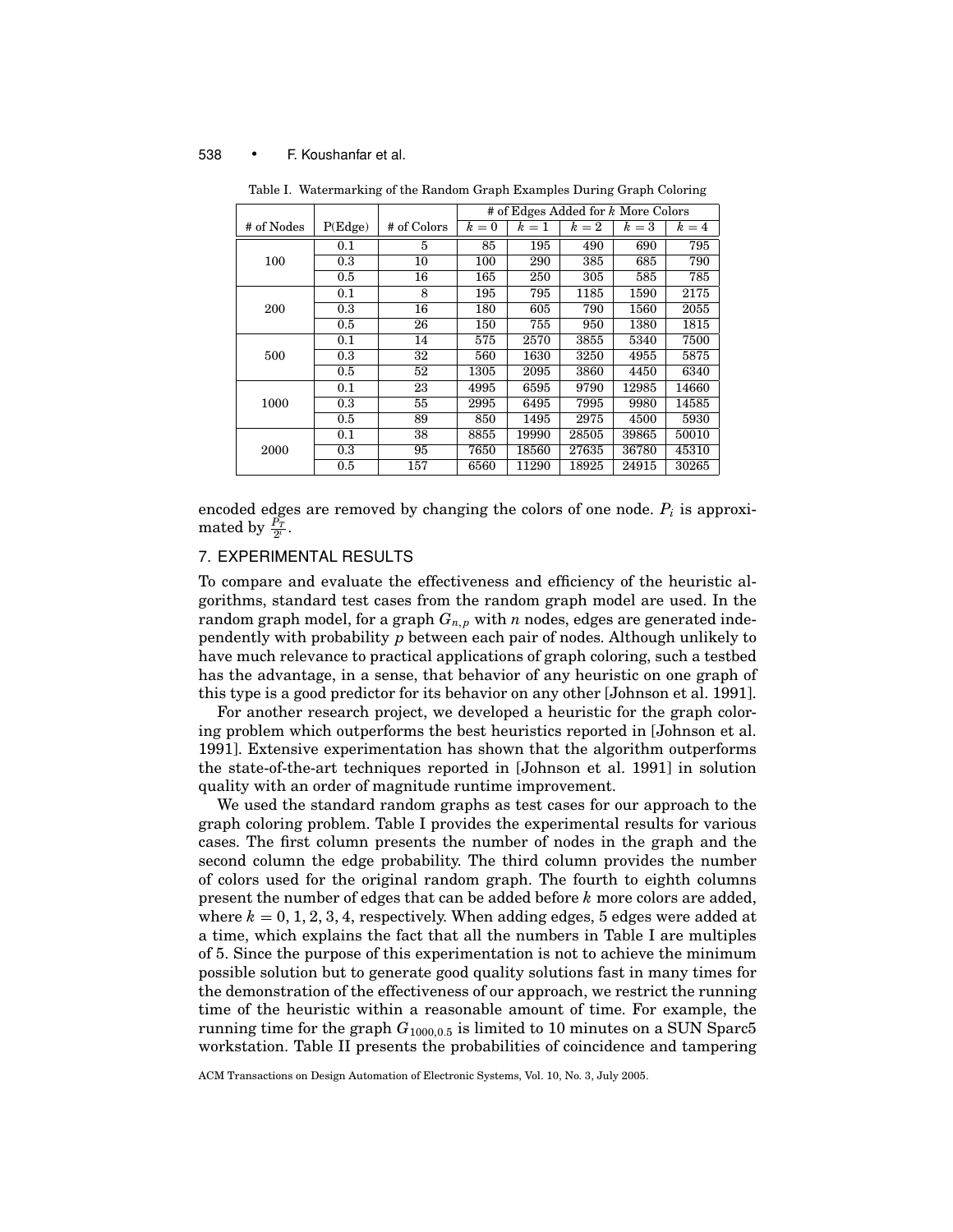Table I. Watermarking of the Random Graph Examples During Graph Coloring

| # of Nodes | P(Edge) | # of Colors | # of Edges Added for $k$ More Colors | | | | |
|---|---|---|---|---|---|---|---|
| | | | $k=0$ | $k=1$ | $k=2$ | $k=3$ | $k=4$ |
| 100 | 0.1 | 5 | 85 | 195 | 490 | 690 | 795 |
| | 0.3 | 10 | 100 | 290 | 385 | 685 | 790 |
| | 0.5 | 16 | 165 | 250 | 305 | 585 | 785 |
| 200 | 0.1 | 8 | 195 | 795 | 1185 | 1590 | 2175 |
| | 0.3 | 16 | 180 | 605 | 790 | 1560 | 2055 |
| | 0.5 | 26 | 150 | 755 | 950 | 1380 | 1815 |
| 500 | 0.1 | 14 | 575 | 2570 | 3855 | 5340 | 7500 |
| | 0.3 | 32 | 560 | 1630 | 3250 | 4955 | 5875 |
| | 0.5 | 52 | 1305 | 2095 | 3860 | 4450 | 6340 |
| 1000 | 0.1 | 23 | 4995 | 6595 | 9790 | 12985 | 14660 |
| | 0.3 | 55 | 2995 | 6495 | 7995 | 9980 | 14585 |
| | 0.5 | 89 | 850 | 1495 | 2975 | 4500 | 5930 |
| 2000 | 0.1 | 38 | 8855 | 19990 | 28505 | 39865 | 50010 |
| | 0.3 | 95 | 7650 | 18560 | 27635 | 36780 | 45310 |
| | 0.5 | 157 | 6560 | 11290 | 18925 | 24915 | 30265 |

encoded edges are removed by changing the colors of one node. $P_i$ is approximated by $\frac{P_T}{2^i}$.

## 7. EXPERIMENTAL RESULTS

To compare and evaluate the effectiveness and efficiency of the heuristic algorithms, standard test cases from the random graph model are used. In the random graph model, for a graph $G_{n,p}$ with $n$ nodes, edges are generated independently with probability $p$ between each pair of nodes. Although unlikely to have much relevance to practical applications of graph coloring, such a testbed has the advantage, in a sense, that behavior of any heuristic on one graph of this type is a good predictor for its behavior on any other [Johnson et al. 1991].

For another research project, we developed a heuristic for the graph coloring problem which outperforms the best heuristics reported in [Johnson et al. 1991]. Extensive experimentation has shown that the algorithm outperforms the state-of-the-art techniques reported in [Johnson et al. 1991] in solution quality with an order of magnitude runtime improvement.

We used the standard random graphs as test cases for our approach to the graph coloring problem. Table I provides the experimental results for various cases. The first column presents the number of nodes in the graph and the second column the edge probability. The third column provides the number of colors used for the original random graph. The fourth to eighth columns present the number of edges that can be added before $k$ more colors are added, where $k = 0, 1, 2, 3, 4$, respectively. When adding edges, 5 edges were added at a time, which explains the fact that all the numbers in Table I are multiples of 5. Since the purpose of this experimentation is not to achieve the minimum possible solution but to generate good quality solutions fast in many times for the demonstration of the effectiveness of our approach, we restrict the running time of the heuristic within a reasonable amount of time. For example, the running time for the graph $G_{1000,0.5}$ is limited to 10 minutes on a SUN Sparc5 workstation. Table II presents the probabilities of coincidence and tampering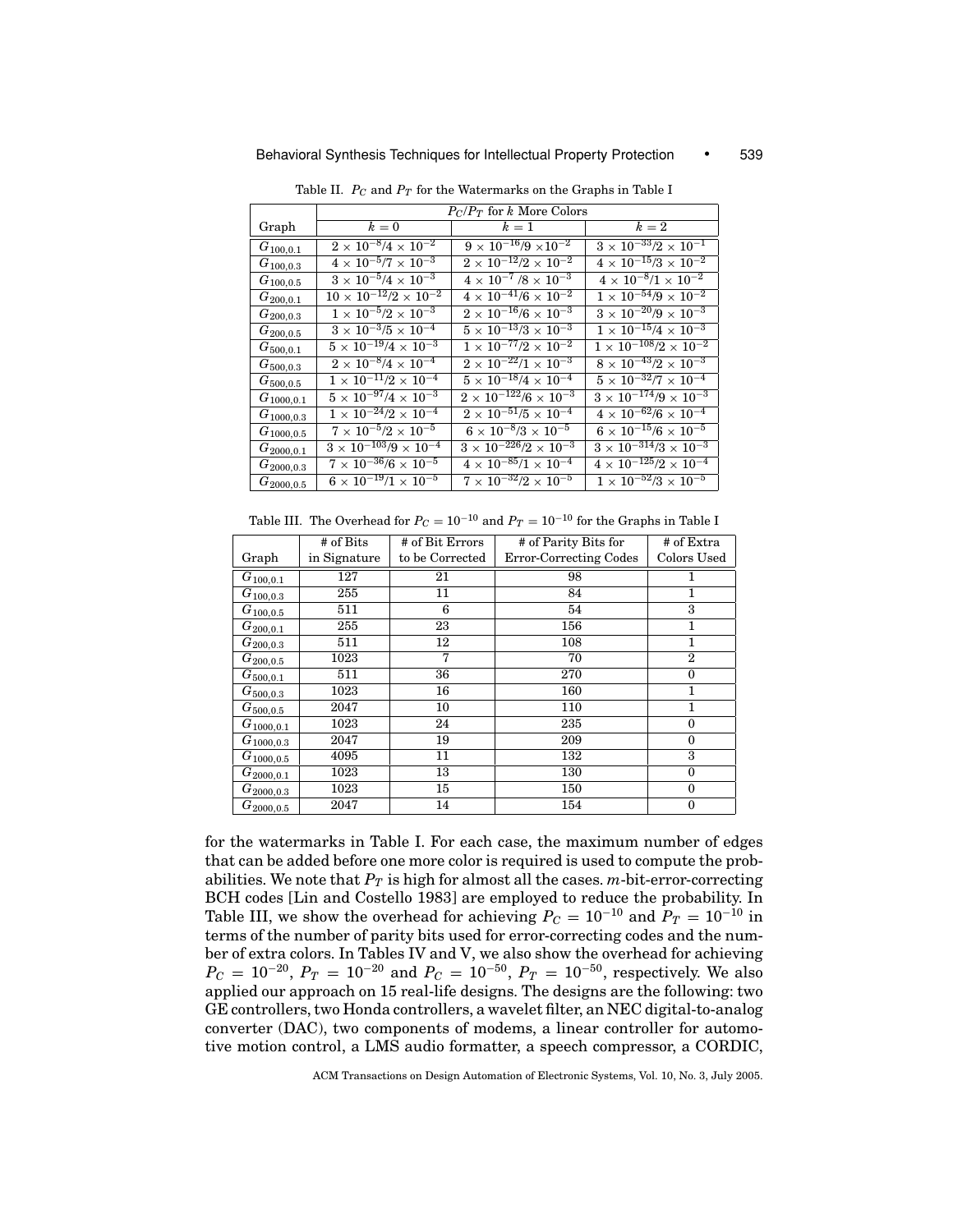Table II. $P_C$ and $P_T$ for the Watermarks on the Graphs in Table I

| Graph | $P_C/P_T$ for $k$ More Colors | | |
|---|---|---|---|
| | $k = 0$ | $k = 1$ | $k = 2$ |
| $G_{100,0.1}$ | $2 \times 10^{-8}/4 \times 10^{-2}$ | $9 \times 10^{-16}/9 \times 10^{-2}$ | $3 \times 10^{-33}/2 \times 10^{-1}$ |
| $G_{100,0.3}$ | $4 \times 10^{-5}/7 \times 10^{-3}$ | $2 \times 10^{-12}/2 \times 10^{-2}$ | $4 \times 10^{-15}/3 \times 10^{-2}$ |
| $G_{100,0.5}$ | $3 \times 10^{-5}/4 \times 10^{-3}$ | $4 \times 10^{-7}/8 \times 10^{-3}$ | $4 \times 10^{-8}/1 \times 10^{-2}$ |
| $G_{200,0.1}$ | $10 \times 10^{-12}/2 \times 10^{-2}$ | $4 \times 10^{-41}/6 \times 10^{-2}$ | $1 \times 10^{-54}/9 \times 10^{-2}$ |
| $G_{200,0.3}$ | $1 \times 10^{-5}/2 \times 10^{-3}$ | $2 \times 10^{-16}/6 \times 10^{-3}$ | $3 \times 10^{-20}/9 \times 10^{-3}$ |
| $G_{200,0.5}$ | $3 \times 10^{-3}/5 \times 10^{-4}$ | $5 \times 10^{-13}/3 \times 10^{-3}$ | $1 \times 10^{-15}/4 \times 10^{-3}$ |
| $G_{500,0.1}$ | $5 \times 10^{-19}/4 \times 10^{-3}$ | $1 \times 10^{-77}/2 \times 10^{-2}$ | $1 \times 10^{-108}/2 \times 10^{-2}$ |
| $G_{500,0.3}$ | $2 \times 10^{-8}/4 \times 10^{-4}$ | $2 \times 10^{-22}/1 \times 10^{-3}$ | $8 \times 10^{-43}/2 \times 10^{-3}$ |
| $G_{500,0.5}$ | $1 \times 10^{-11}/2 \times 10^{-4}$ | $5 \times 10^{-18}/4 \times 10^{-4}$ | $5 \times 10^{-32}/7 \times 10^{-4}$ |
| $G_{1000,0.1}$ | $5 \times 10^{-97}/4 \times 10^{-3}$ | $2 \times 10^{-122}/6 \times 10^{-3}$ | $3 \times 10^{-174}/9 \times 10^{-3}$ |
| $G_{1000,0.3}$ | $1 \times 10^{-24}/2 \times 10^{-4}$ | $2 \times 10^{-51}/5 \times 10^{-4}$ | $4 \times 10^{-62}/6 \times 10^{-4}$ |
| $G_{1000,0.5}$ | $7 \times 10^{-5}/2 \times 10^{-5}$ | $6 \times 10^{-8}/3 \times 10^{-5}$ | $6 \times 10^{-15}/6 \times 10^{-5}$ |
| $G_{2000,0.1}$ | $3 \times 10^{-103}/9 \times 10^{-4}$ | $3 \times 10^{-226}/2 \times 10^{-3}$ | $3 \times 10^{-314}/3 \times 10^{-3}$ |
| $G_{2000,0.3}$ | $7 \times 10^{-36}/6 \times 10^{-5}$ | $4 \times 10^{-85}/1 \times 10^{-4}$ | $4 \times 10^{-125}/2 \times 10^{-4}$ |
| $G_{2000,0.5}$ | $6 \times 10^{-19}/1 \times 10^{-5}$ | $7 \times 10^{-32}/2 \times 10^{-5}$ | $1 \times 10^{-52}/3 \times 10^{-5}$ |

Table III. The Overhead for $P_C = 10^{-10}$ and $P_T = 10^{-10}$ for the Graphs in Table I

| Graph | # of Bits in Signature | # of Bit Errors to be Corrected | # of Parity Bits for Error-Correcting Codes | # of Extra Colors Used |
|---|---|---|---|---|
| $G_{100,0.1}$ | 127 | 21 | 98 | 1 |
| $G_{100,0.3}$ | 255 | 11 | 84 | 1 |
| $G_{100,0.5}$ | 511 | 6 | 54 | 3 |
| $G_{200,0.1}$ | 255 | 23 | 156 | 1 |
| $G_{200,0.3}$ | 511 | 12 | 108 | 1 |
| $G_{200,0.5}$ | 1023 | 7 | 70 | 2 |
| $G_{500,0.1}$ | 511 | 36 | 270 | 0 |
| $G_{500,0.3}$ | 1023 | 16 | 160 | 1 |
| $G_{500,0.5}$ | 2047 | 10 | 110 | 1 |
| $G_{1000,0.1}$ | 1023 | 24 | 235 | 0 |
| $G_{1000,0.3}$ | 2047 | 19 | 209 | 0 |
| $G_{1000,0.5}$ | 4095 | 11 | 132 | 3 |
| $G_{2000,0.1}$ | 1023 | 13 | 130 | 0 |
| $G_{2000,0.3}$ | 1023 | 15 | 150 | 0 |
| $G_{2000,0.5}$ | 2047 | 14 | 154 | 0 |

for the watermarks in Table I. For each case, the maximum number of edges that can be added before one more color is required is used to compute the probabilities. We note that $P_T$ is high for almost all the cases. $m$-bit-error-correcting BCH codes [Lin and Costello 1983] are employed to reduce the probability. In Table III, we show the overhead for achieving $P_C = 10^{-10}$ and $P_T = 10^{-10}$ in terms of the number of parity bits used for error-correcting codes and the number of extra colors. In Tables IV and V, we also show the overhead for achieving $P_C = 10^{-20}$, $P_T = 10^{-20}$ and $P_C = 10^{-50}$, $P_T = 10^{-50}$, respectively. We also applied our approach on 15 real-life designs. The designs are the following: two GE controllers, two Honda controllers, a wavelet filter, an NEC digital-to-analog converter (DAC), two components of modems, a linear controller for automotive motion control, a LMS audio formatter, a speech compressor, a CORDIC,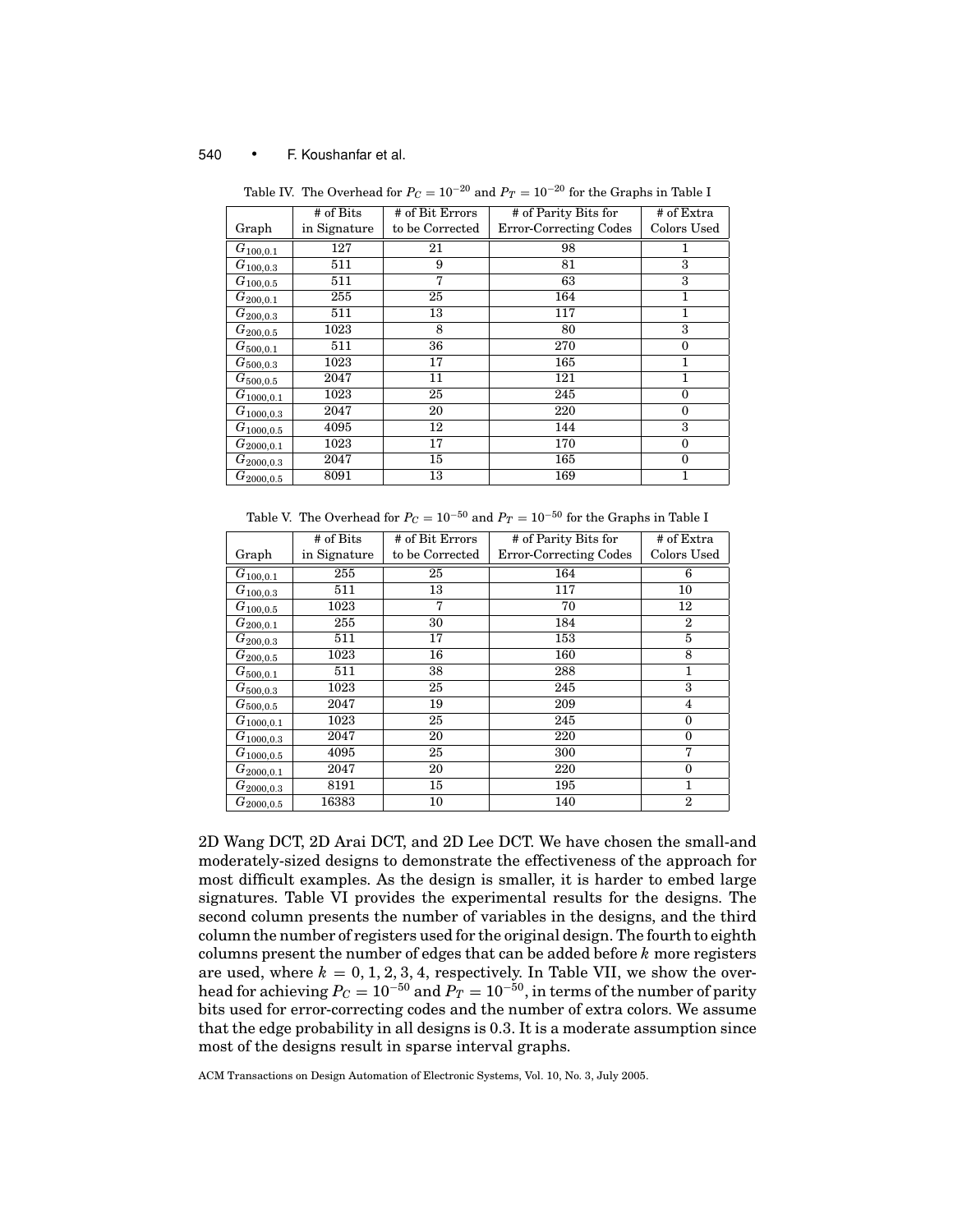Table IV. The Overhead for $P_C = 10^{-20}$ and $P_T = 10^{-20}$ for the Graphs in Table I

| Graph | # of Bits in Signature | # of Bit Errors to be Corrected | # of Parity Bits for Error-Correcting Codes | # of Extra Colors Used |
|---|---|---|---|---|
| $G_{100,0.1}$ | 127 | 21 | 98 | 1 |
| $G_{100,0.3}$ | 511 | 9 | 81 | 3 |
| $G_{100,0.5}$ | 511 | 7 | 63 | 3 |
| $G_{200,0.1}$ | 255 | 25 | 164 | 1 |
| $G_{200,0.3}$ | 511 | 13 | 117 | 1 |
| $G_{200,0.5}$ | 1023 | 8 | 80 | 3 |
| $G_{500,0.1}$ | 511 | 36 | 270 | 0 |
| $G_{500,0.3}$ | 1023 | 17 | 165 | 1 |
| $G_{500,0.5}$ | 2047 | 11 | 121 | 1 |
| $G_{1000,0.1}$ | 1023 | 25 | 245 | 0 |
| $G_{1000,0.3}$ | 2047 | 20 | 220 | 0 |
| $G_{1000,0.5}$ | 4095 | 12 | 144 | 3 |
| $G_{2000,0.1}$ | 1023 | 17 | 170 | 0 |
| $G_{2000,0.3}$ | 2047 | 15 | 165 | 0 |
| $G_{2000,0.5}$ | 8091 | 13 | 169 | 1 |

Table V. The Overhead for $P_C = 10^{-50}$ and $P_T = 10^{-50}$ for the Graphs in Table I

| Graph | # of Bits in Signature | # of Bit Errors to be Corrected | # of Parity Bits for Error-Correcting Codes | # of Extra Colors Used |
|---|---|---|---|---|
| $G_{100,0.1}$ | 255 | 25 | 164 | 6 |
| $G_{100,0.3}$ | 511 | 13 | 117 | 10 |
| $G_{100,0.5}$ | 1023 | 7 | 70 | 12 |
| $G_{200,0.1}$ | 255 | 30 | 184 | 2 |
| $G_{200,0.3}$ | 511 | 17 | 153 | 5 |
| $G_{200,0.5}$ | 1023 | 16 | 160 | 8 |
| $G_{500,0.1}$ | 511 | 38 | 288 | 1 |
| $G_{500,0.3}$ | 1023 | 25 | 245 | 3 |
| $G_{500,0.5}$ | 2047 | 19 | 209 | 4 |
| $G_{1000,0.1}$ | 1023 | 25 | 245 | 0 |
| $G_{1000,0.3}$ | 2047 | 20 | 220 | 0 |
| $G_{1000,0.5}$ | 4095 | 25 | 300 | 7 |
| $G_{2000,0.1}$ | 2047 | 20 | 220 | 0 |
| $G_{2000,0.3}$ | 8191 | 15 | 195 | 1 |
| $G_{2000,0.5}$ | 16383 | 10 | 140 | 2 |

2D Wang DCT, 2D Arai DCT, and 2D Lee DCT. We have chosen the small-and moderately-sized designs to demonstrate the effectiveness of the approach for most difficult examples. As the design is smaller, it is harder to embed large signatures. Table VI provides the experimental results for the designs. The second column presents the number of variables in the designs, and the third column the number of registers used for the original design. The fourth to eighth columns present the number of edges that can be added before $k$ more registers are used, where $k = 0, 1, 2, 3, 4$, respectively. In Table VII, we show the overhead for achieving $P_C = 10^{-50}$ and $P_T = 10^{-50}$, in terms of the number of parity bits used for error-correcting codes and the number of extra colors. We assume that the edge probability in all designs is 0.3. It is a moderate assumption since most of the designs result in sparse interval graphs.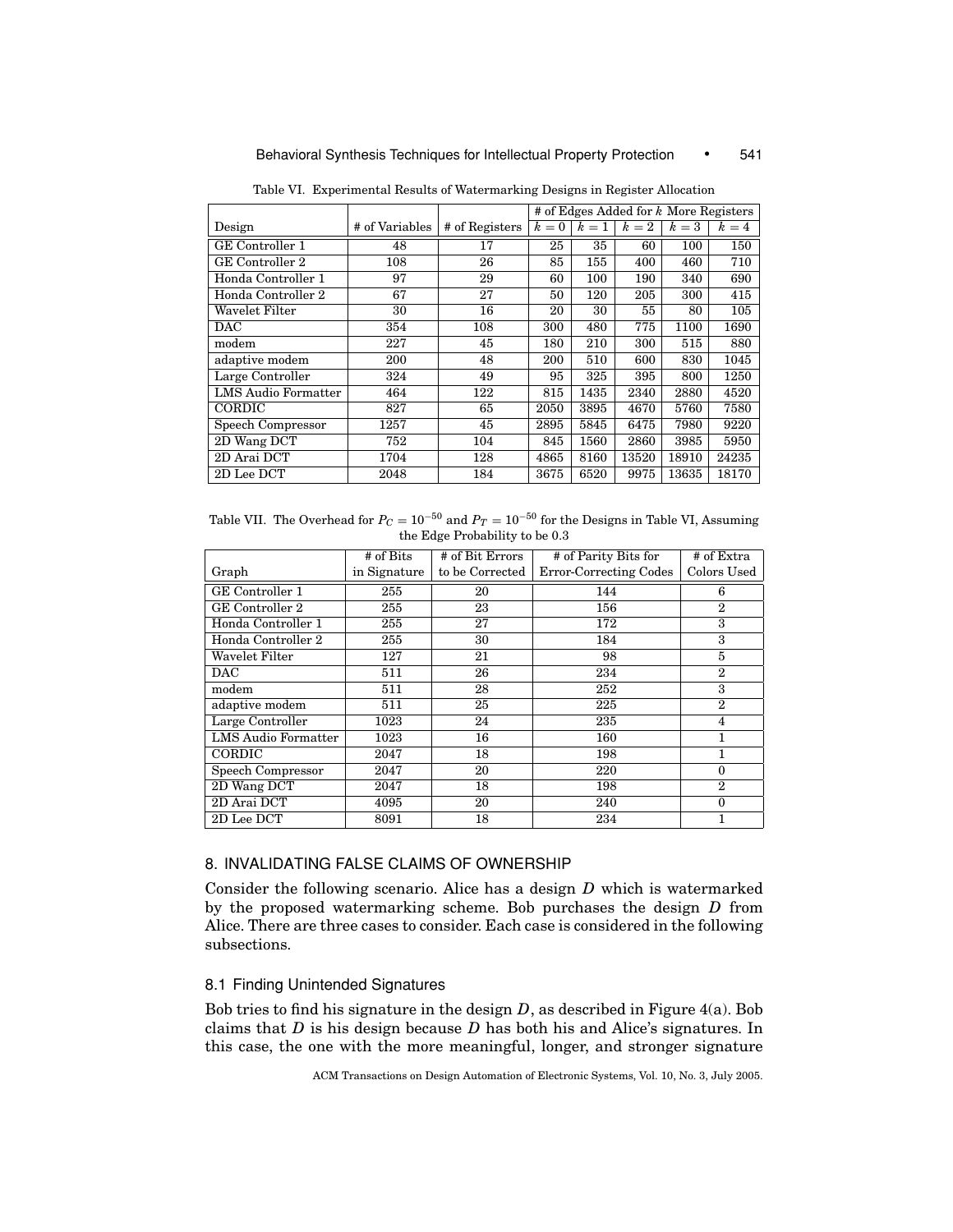Table VI. Experimental Results of Watermarking Designs in Register Allocation

| | | | # of Edges Added for $k$ More Registers | | | | |
|---|---|---|---|---|---|---|---|
| Design | # of Variables | # of Registers | $k = 0$ | $k = 1$ | $k = 2$ | $k = 3$ | $k = 4$ |
| GE Controller 1 | 48 | 17 | 25 | 35 | 60 | 100 | 150 |
| GE Controller 2 | 108 | 26 | 85 | 155 | 400 | 460 | 710 |
| Honda Controller 1 | 97 | 29 | 60 | 100 | 190 | 340 | 690 |
| Honda Controller 2 | 67 | 27 | 50 | 120 | 205 | 300 | 415 |
| Wavelet Filter | 30 | 16 | 20 | 30 | 55 | 80 | 105 |
| DAC | 354 | 108 | 300 | 480 | 775 | 1100 | 1690 |
| modem | 227 | 45 | 180 | 210 | 300 | 515 | 880 |
| adaptive modem | 200 | 48 | 200 | 510 | 600 | 830 | 1045 |
| Large Controller | 324 | 49 | 95 | 325 | 395 | 800 | 1250 |
| LMS Audio Formatter | 464 | 122 | 815 | 1435 | 2340 | 2880 | 4520 |
| CORDIC | 827 | 65 | 2050 | 3895 | 4670 | 5760 | 7580 |
| Speech Compressor | 1257 | 45 | 2895 | 5845 | 6475 | 7980 | 9220 |
| 2D Wang DCT | 752 | 104 | 845 | 1560 | 2860 | 3985 | 5950 |
| 2D Arai DCT | 1704 | 128 | 4865 | 8160 | 13520 | 18910 | 24235 |
| 2D Lee DCT | 2048 | 184 | 3675 | 6520 | 9975 | 13635 | 18170 |

Table VII. The Overhead for $P_C = 10^{-50}$ and $P_T = 10^{-50}$ for the Designs in Table VI, Assuming the Edge Probability to be 0.3

| Graph | # of Bits in Signature | # of Bit Errors to be Corrected | # of Parity Bits for Error-Correcting Codes | # of Extra Colors Used |
|---|---|---|---|---|
| GE Controller 1 | 255 | 20 | 144 | 6 |
| GE Controller 2 | 255 | 23 | 156 | 2 |
| Honda Controller 1 | 255 | 27 | 172 | 3 |
| Honda Controller 2 | 255 | 30 | 184 | 3 |
| Wavelet Filter | 127 | 21 | 98 | 5 |
| DAC | 511 | 26 | 234 | 2 |
| modem | 511 | 28 | 252 | 3 |
| adaptive modem | 511 | 25 | 225 | 2 |
| Large Controller | 1023 | 24 | 235 | 4 |
| LMS Audio Formatter | 1023 | 16 | 160 | 1 |
| CORDIC | 2047 | 18 | 198 | 1 |
| Speech Compressor | 2047 | 20 | 220 | 0 |
| 2D Wang DCT | 2047 | 18 | 198 | 2 |
| 2D Arai DCT | 4095 | 20 | 240 | 0 |
| 2D Lee DCT | 8091 | 18 | 234 | 1 |

## 8. INVALIDATING FALSE CLAIMS OF OWNERSHIP

Consider the following scenario. Alice has a design $D$ which is watermarked by the proposed watermarking scheme. Bob purchases the design $D$ from Alice. There are three cases to consider. Each case is considered in the following subsections.

### 8.1 Finding Unintended Signatures

Bob tries to find his signature in the design $D$, as described in Figure 4(a). Bob claims that $D$ is his design because $D$ has both his and Alice's signatures. In this case, the one with the more meaningful, longer, and stronger signature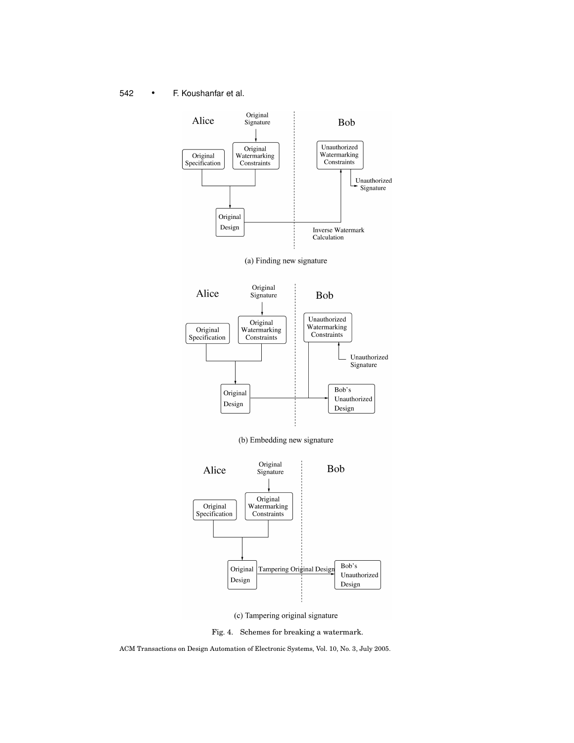(a) Finding new signature

(b) Embedding new signature

(c) Tampering original signature

Fig. 4. Schemes for breaking a watermark.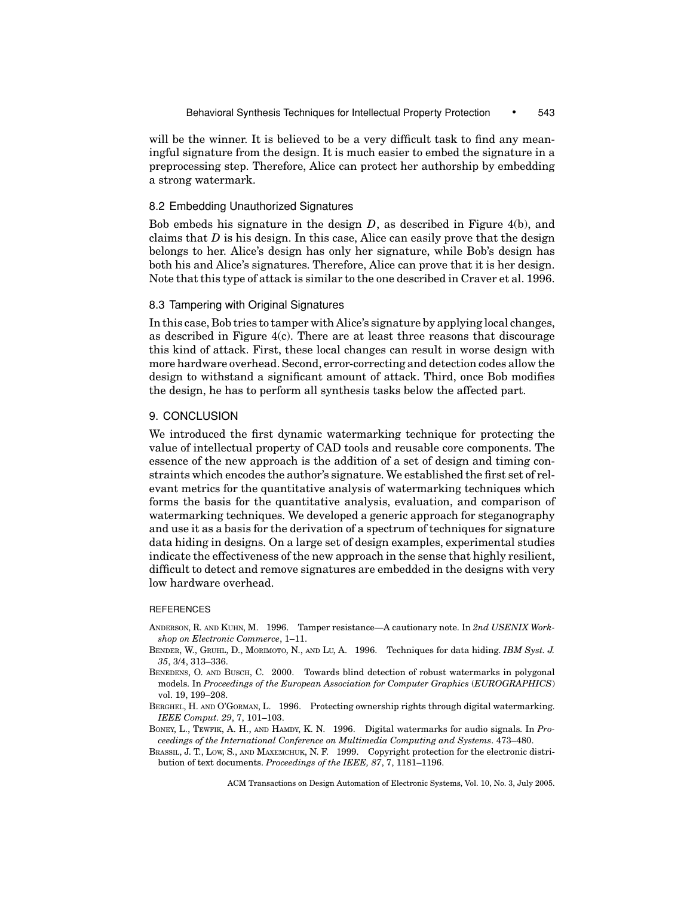will be the winner. It is believed to be a very difficult task to find any meaningful signature from the design. It is much easier to embed the signature in a preprocessing step. Therefore, Alice can protect her authorship by embedding a strong watermark.

### 8.2 Embedding Unauthorized Signatures

Bob embeds his signature in the design $D$, as described in Figure 4(b), and claims that $D$ is his design. In this case, Alice can easily prove that the design belongs to her. Alice's design has only her signature, while Bob's design has both his and Alice's signatures. Therefore, Alice can prove that it is her design. Note that this type of attack is similar to the one described in Craver et al. 1996.

### 8.3 Tampering with Original Signatures

In this case, Bob tries to tamper with Alice's signature by applying local changes, as described in Figure 4(c). There are at least three reasons that discourage this kind of attack. First, these local changes can result in worse design with more hardware overhead. Second, error-correcting and detection codes allow the design to withstand a significant amount of attack. Third, once Bob modifies the design, he has to perform all synthesis tasks below the affected part.

## 9. CONCLUSION

We introduced the first dynamic watermarking technique for protecting the value of intellectual property of CAD tools and reusable core components. The essence of the new approach is the addition of a set of design and timing constraints which encodes the author's signature. We established the first set of relevant metrics for the quantitative analysis of watermarking techniques which forms the basis for the quantitative analysis, evaluation, and comparison of watermarking techniques. We developed a generic approach for steganography and use it as a basis for the derivation of a spectrum of techniques for signature data hiding in designs. On a large set of design examples, experimental studies indicate the effectiveness of the new approach in the sense that highly resilient, difficult to detect and remove signatures are embedded in the designs with very low hardware overhead.

## REFERENCES

Anderson, R. and Kuhn, M. 1996. Tamper resistance—A cautionary note. In *2nd USENIX Workshop on Electronic Commerce*, 1–11.

Bender, W., Gruhl, D., Morimoto, N., and Lu, A. 1996. Techniques for data hiding. *IBM Syst. J. 35*, 3/4, 313–336.

Benedens, O. and Busch, C. 2000. Towards blind detection of robust watermarks in polygonal models. In *Proceedings of the European Association for Computer Graphics (EUROGRAPHICS)* vol. 19, 199–208.

Berghel, H. and O'Gorman, L. 1996. Protecting ownership rights through digital watermarking. *IEEE Comput. 29*, 7, 101–103.

Boney, L., Tewfik, A. H., and Hamdy, K. N. 1996. Digital watermarks for audio signals. In *Proceedings of the International Conference on Multimedia Computing and Systems*. 473–480.

Brassil, J. T., Low, S., and Maxemchuk, N. F. 1999. Copyright protection for the electronic distribution of text documents. *Proceedings of the IEEE, 87*, 7, 1181–1196.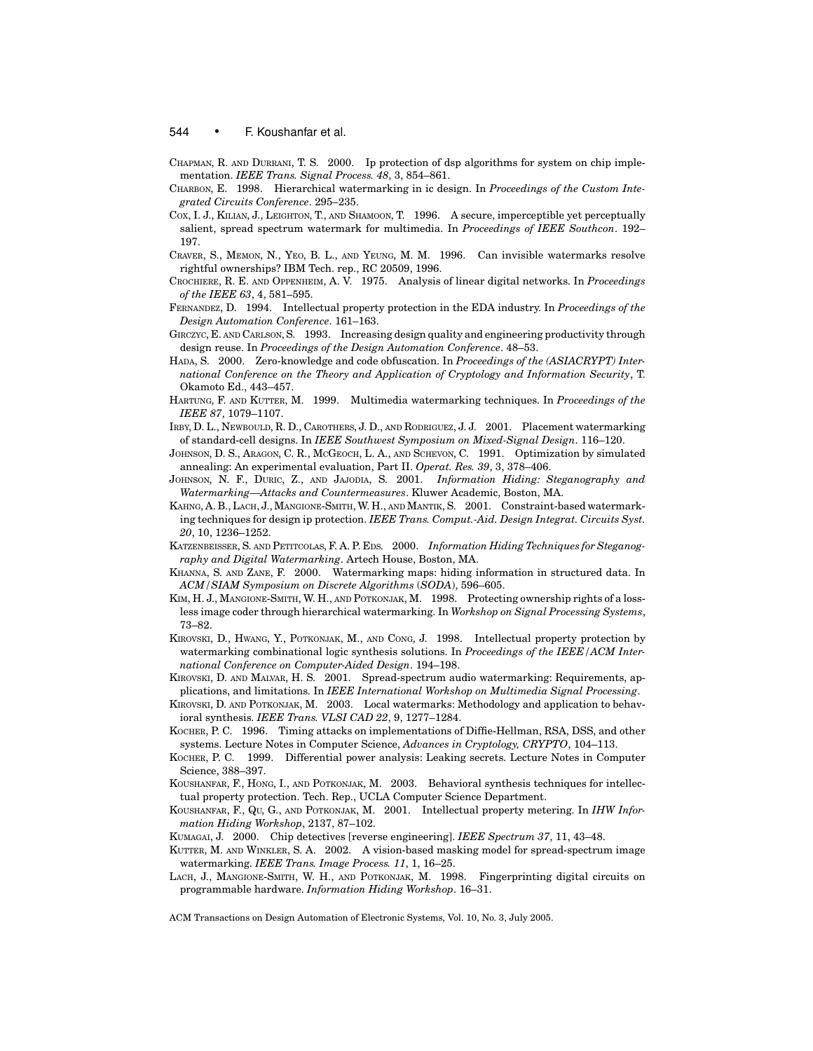CHAPMAN, R. AND DURRANI, T. S. 2000. Ip protection of dsp algorithms for system on chip implementation. *IEEE Trans. Signal Process. 48*, 3, 854–861.

CHARBON, E. 1998. Hierarchical watermarking in ic design. In *Proceedings of the Custom Integrated Circuits Conference*. 295–235.

COX, I. J., KILIAN, J., LEIGHTON, T., AND SHAMOON, T. 1996. A secure, imperceptible yet perceptually salient, spread spectrum watermark for multimedia. In *Proceedings of IEEE Southcon*. 192–197.

CRAVER, S., MEMON, N., YEO, B. L., AND YEUNG, M. M. 1996. Can invisible watermarks resolve rightful ownerships? IBM Tech. rep., RC 20509, 1996.

CROCHIERE, R. E. AND OPPENHEIM, A. V. 1975. Analysis of linear digital networks. In *Proceedings of the IEEE 63*, 4, 581–595.

FERNANDEZ, D. 1994. Intellectual property protection in the EDA industry. In *Proceedings of the Design Automation Conference*. 161–163.

GIRCZYC, E. AND CARLSON, S. 1993. Increasing design quality and engineering productivity through design reuse. In *Proceedings of the Design Automation Conference*. 48–53.

HADA, S. 2000. Zero-knowledge and code obfuscation. In *Proceedings of the (ASIACRYPT) International Conference on the Theory and Application of Cryptology and Information Security*, T. Okamoto Ed., 443–457.

HARTUNG, F. AND KUTTER, M. 1999. Multimedia watermarking techniques. In *Proceedings of the IEEE 87*, 1079–1107.

IRBY, D. L., NEWBOULD, R. D., CAROTHERS, J. D., AND RODRIGUEZ, J. J. 2001. Placement watermarking of standard-cell designs. In *IEEE Southwest Symposium on Mixed-Signal Design*. 116–120.

JOHNSON, D. S., ARAGON, C. R., MCGEOCH, L. A., AND SCHEVON, C. 1991. Optimization by simulated annealing: An experimental evaluation, Part II. *Operat. Res. 39*, 3, 378–406.

JOHNSON, N. F., DURIC, Z., AND JAJODIA, S. 2001. *Information Hiding: Steganography and Watermarking—Attacks and Countermeasures*. Kluwer Academic, Boston, MA.

KAHNG, A. B., LACH, J., MANGIONE-SMITH, W. H., AND MANTIK, S. 2001. Constraint-based watermarking techniques for design ip protection. *IEEE Trans. Comput.-Aid. Design Integrat. Circuits Syst. 20*, 10, 1236–1252.

KATZENBEISSER, S. AND PETITCOLAS, F. A. P. EDS. 2000. *Information Hiding Techniques for Steganography and Digital Watermarking*. Artech House, Boston, MA.

KHANNA, S. AND ZANE, F. 2000. Watermarking maps: hiding information in structured data. In *ACM/SIAM Symposium on Discrete Algorithms (SODA)*, 596–605.

KIM, H. J., MANGIONE-SMITH, W. H., AND POTKONJAK, M. 1998. Protecting ownership rights of a lossless image coder through hierarchical watermarking. In *Workshop on Signal Processing Systems*, 73–82.

KIROVSKI, D., HWANG, Y., POTKONJAK, M., AND CONG, J. 1998. Intellectual property protection by watermarking combinational logic synthesis solutions. In *Proceedings of the IEEE/ACM International Conference on Computer-Aided Design*. 194–198.

KIROVSKI, D. AND MALVAR, H. S. 2001. Spread-spectrum audio watermarking: Requirements, applications, and limitations. In *IEEE International Workshop on Multimedia Signal Processing*.

KIROVSKI, D. AND POTKONJAK, M. 2003. Local watermarks: Methodology and application to behavioral synthesis. *IEEE Trans. VLSI CAD 22*, 9, 1277–1284.

KOCHER, P. C. 1996. Timing attacks on implementations of Diffie-Hellman, RSA, DSS, and other systems. Lecture Notes in Computer Science, *Advances in Cryptology, CRYPTO*, 104–113.

KOCHER, P. C. 1999. Differential power analysis: Leaking secrets. Lecture Notes in Computer Science, 388–397.

KOUSHANFAR, F., HONG, I., AND POTKONJAK, M. 2003. Behavioral synthesis techniques for intellectual property protection. Tech. Rep., UCLA Computer Science Department.

KOUSHANFAR, F., QU, G., AND POTKONJAK, M. 2001. Intellectual property metering. In *IHW Information Hiding Workshop*, 2137, 87–102.

KUMAGAI, J. 2000. Chip detectives [reverse engineering]. *IEEE Spectrum 37*, 11, 43–48.

KUTTER, M. AND WINKLER, S. A. 2002. A vision-based masking model for spread-spectrum image watermarking. *IEEE Trans. Image Process. 11*, 1, 16–25.

LACH, J., MANGIONE-SMITH, W. H., AND POTKONJAK, M. 1998. Fingerprinting digital circuits on programmable hardware. *Information Hiding Workshop*. 16–31.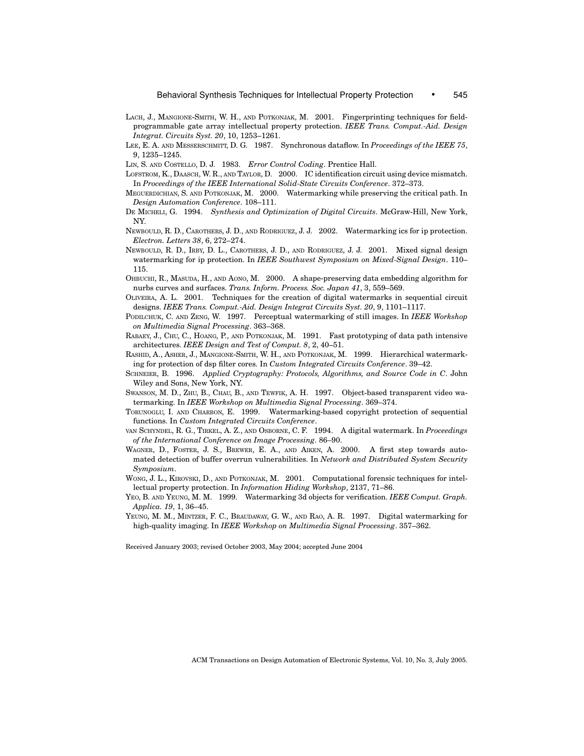LACH, J., MANGIONE-SMITH, W. H., AND POTKONJAK, M. 2001. Fingerprinting techniques for field-programmable gate array intellectual property protection. *IEEE Trans. Comput.-Aid. Design Integrat. Circuits Syst. 20*, 10, 1253–1261.

LEE, E. A. AND MESSERSCHMITT, D. G. 1987. Synchronous dataflow. In *Proceedings of the IEEE 75*, 9, 1235–1245.

LIN, S. AND COSTELLO, D. J. 1983. *Error Control Coding*. Prentice Hall.

LOFSTROM, K., DAASCH, W. R., AND TAYLOR, D. 2000. IC identification circuit using device mismatch. In *Proceedings of the IEEE International Solid-State Circuits Conference*. 372–373.

MEGUERDICHIAN, S. AND POTKONJAK, M. 2000. Watermarking while preserving the critical path. In *Design Automation Conference*. 108–111.

DE MICHELI, G. 1994. *Synthesis and Optimization of Digital Circuits*. McGraw-Hill, New York, NY.

NEWBOULD, R. D., CAROTHERS, J. D., AND RODRIGUEZ, J. J. 2002. Watermarking ics for ip protection. *Electron. Letters 38*, 6, 272–274.

NEWBOULD, R. D., IRBY, D. L., CAROTHERS, J. D., AND RODRIGUEZ, J. J. 2001. Mixed signal design watermarking for ip protection. In *IEEE Southwest Symposium on Mixed-Signal Design*. 110–115.

OHBUCHI, R., MASUDA, H., AND AONO, M. 2000. A shape-preserving data embedding algorithm for nurbs curves and surfaces. *Trans. Inform. Process. Soc. Japan 41*, 3, 559–569.

OLIVEIRA, A. L. 2001. Techniques for the creation of digital watermarks in sequential circuit designs. *IEEE Trans. Comput.-Aid. Design Integrat Circuits Syst. 20*, 9, 1101–1117.

PODILCHUK, C. AND ZENG, W. 1997. Perceptual watermarking of still images. In *IEEE Workshop on Multimedia Signal Processing*. 363–368.

RABAEY, J., CHU, C., HOANG, P., AND POTKONJAK, M. 1991. Fast prototyping of data path intensive architectures. *IEEE Design and Test of Comput. 8*, 2, 40–51.

RASHID, A., ASHER, J., MANGIONE-SMITH, W. H., AND POTKONJAK, M. 1999. Hierarchical watermarking for protection of dsp filter cores. In *Custom Integrated Circuits Conference*. 39–42.

SCHNEIER, B. 1996. *Applied Cryptography: Protocols, Algorithms, and Source Code in C*. John Wiley and Sons, New York, NY.

SWANSON, M. D., ZHU, B., CHAU, B., AND TEWFIK, A. H. 1997. Object-based transparent video watermarking. In *IEEE Workshop on Multimedia Signal Processing*. 369–374.

TORUNOGLU, I. AND CHARBON, E. 1999. Watermarking-based copyright protection of sequential functions. In *Custom Integrated Circuits Conference*.

VAN SCHYNDEL, R. G., TIRKEL, A. Z., AND OSBORNE, C. F. 1994. A digital watermark. In *Proceedings of the International Conference on Image Processing*. 86–90.

WAGNER, D., FOSTER, J. S., BREWER, E. A., AND AIKEN, A. 2000. A first step towards automated detection of buffer overrun vulnerabilities. In *Network and Distributed System Security Symposium*.

WONG, J. L., KIROVSKI, D., AND POTKONJAK, M. 2001. Computational forensic techniques for intellectual property protection. In *Information Hiding Workshop*, 2137, 71–86.

YEO, B. AND YEUNG, M. M. 1999. Watermarking 3d objects for verification. *IEEE Comput. Graph. Applica. 19*, 1, 36–45.

YEUNG, M. M., MINTZER, F. C., BRAUDAWAY, G. W., AND RAO, A. R. 1997. Digital watermarking for high-quality imaging. In *IEEE Workshop on Multimedia Signal Processing*. 357–362.

Received January 2003; revised October 2003, May 2004; accepted June 2004